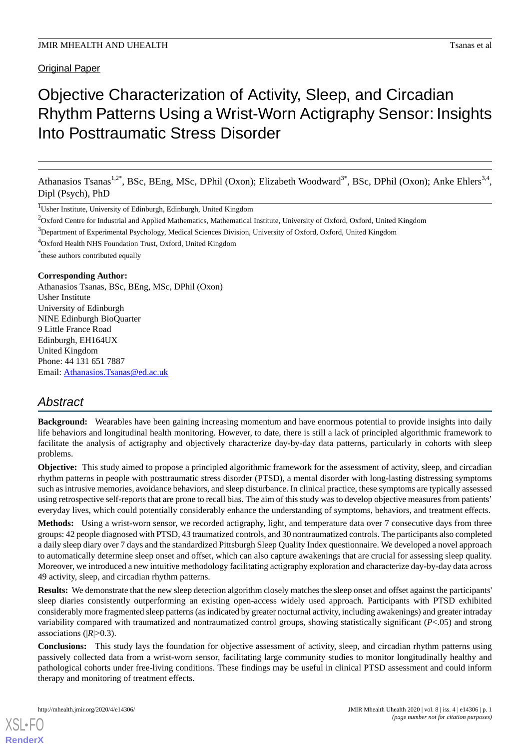Original Paper

# Objective Characterization of Activity, Sleep, and Circadian Rhythm Patterns Using a Wrist-Worn Actigraphy Sensor: Insights Into Posttraumatic Stress Disorder

Athanasios Tsanas[1,2*], BSc, BEng, MSc, DPhil (Oxon); Elizabeth Woodward[3*], BSc, DPhil (Oxon); Anke Ehlers[3,4], Dipl (Psych), PhD

[1]Usher Institute, University of Edinburgh, Edinburgh, United Kingdom

[2]Oxford Centre for Industrial and Applied Mathematics, Mathematical Institute, University of Oxford, Oxford, United Kingdom

[3]Department of Experimental Psychology, Medical Sciences Division, University of Oxford, Oxford, United Kingdom

[4]Oxford Health NHS Foundation Trust, Oxford, United Kingdom

*these authors contributed equally

**Corresponding Author:**
Athanasios Tsanas, BSc, BEng, MSc, DPhil (Oxon)
Usher Institute
University of Edinburgh
NINE Edinburgh BioQuarter
9 Little France Road
Edinburgh, EH164UX
United Kingdom
Phone: 44 131 651 7887
Email: Athanasios.Tsanas@ed.ac.uk

## Abstract

**Background:** Wearables have been gaining increasing momentum and have enormous potential to provide insights into daily life behaviors and longitudinal health monitoring. However, to date, there is still a lack of principled algorithmic framework to facilitate the analysis of actigraphy and objectively characterize day-by-day data patterns, particularly in cohorts with sleep problems.

**Objective:** This study aimed to propose a principled algorithmic framework for the assessment of activity, sleep, and circadian rhythm patterns in people with posttraumatic stress disorder (PTSD), a mental disorder with long-lasting distressing symptoms such as intrusive memories, avoidance behaviors, and sleep disturbance. In clinical practice, these symptoms are typically assessed using retrospective self-reports that are prone to recall bias. The aim of this study was to develop objective measures from patients' everyday lives, which could potentially considerably enhance the understanding of symptoms, behaviors, and treatment effects.

**Methods:** Using a wrist-worn sensor, we recorded actigraphy, light, and temperature data over 7 consecutive days from three groups: 42 people diagnosed with PTSD, 43 traumatized controls, and 30 nontraumatized controls. The participants also completed a daily sleep diary over 7 days and the standardized Pittsburgh Sleep Quality Index questionnaire. We developed a novel approach to automatically determine sleep onset and offset, which can also capture awakenings that are crucial for assessing sleep quality. Moreover, we introduced a new intuitive methodology facilitating actigraphy exploration and characterize day-by-day data across 49 activity, sleep, and circadian rhythm patterns.

**Results:** We demonstrate that the new sleep detection algorithm closely matches the sleep onset and offset against the participants' sleep diaries consistently outperforming an existing open-access widely used approach. Participants with PTSD exhibited considerably more fragmented sleep patterns (as indicated by greater nocturnal activity, including awakenings) and greater intraday variability compared with traumatized and nontraumatized control groups, showing statistically significant ($P<.05$) and strong associations ($|R|>0.3$).

**Conclusions:** This study lays the foundation for objective assessment of activity, sleep, and circadian rhythm patterns using passively collected data from a wrist-worn sensor, facilitating large community studies to monitor longitudinally healthy and pathological cohorts under free-living conditions. These findings may be useful in clinical PTSD assessment and could inform therapy and monitoring of treatment effects.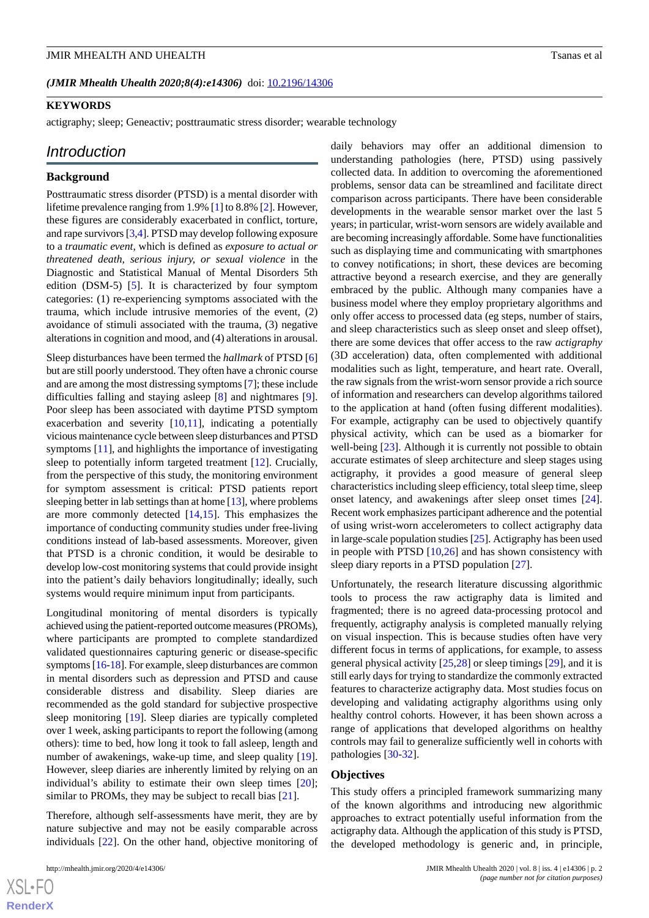(JMIR Mhealth Uhealth 2020;8(4):e14306) doi: 10.2196/14306

**KEYWORDS**

actigraphy; sleep; Geneactiv; posttraumatic stress disorder; wearable technology

## Introduction

### Background

Posttraumatic stress disorder (PTSD) is a mental disorder with lifetime prevalence ranging from 1.9% [1] to 8.8% [2]. However, these figures are considerably exacerbated in conflict, torture, and rape survivors [3,4]. PTSD may develop following exposure to a *traumatic event*, which is defined as *exposure to actual or threatened death, serious injury, or sexual violence* in the Diagnostic and Statistical Manual of Mental Disorders 5th edition (DSM-5) [5]. It is characterized by four symptom categories: (1) re-experiencing symptoms associated with the trauma, which include intrusive memories of the event, (2) avoidance of stimuli associated with the trauma, (3) negative alterations in cognition and mood, and (4) alterations in arousal.

Sleep disturbances have been termed the *hallmark* of PTSD [6] but are still poorly understood. They often have a chronic course and are among the most distressing symptoms [7]; these include difficulties falling and staying asleep [8] and nightmares [9]. Poor sleep has been associated with daytime PTSD symptom exacerbation and severity [10,11], indicating a potentially vicious maintenance cycle between sleep disturbances and PTSD symptoms [11], and highlights the importance of investigating sleep to potentially inform targeted treatment [12]. Crucially, from the perspective of this study, the monitoring environment for symptom assessment is critical: PTSD patients report sleeping better in lab settings than at home [13], where problems are more commonly detected [14,15]. This emphasizes the importance of conducting community studies under free-living conditions instead of lab-based assessments. Moreover, given that PTSD is a chronic condition, it would be desirable to develop low-cost monitoring systems that could provide insight into the patient's daily behaviors longitudinally; ideally, such systems would require minimum input from participants.

Longitudinal monitoring of mental disorders is typically achieved using the patient-reported outcome measures (PROMs), where participants are prompted to complete standardized validated questionnaires capturing generic or disease-specific symptoms [16-18]. For example, sleep disturbances are common in mental disorders such as depression and PTSD and cause considerable distress and disability. Sleep diaries are recommended as the gold standard for subjective prospective sleep monitoring [19]. Sleep diaries are typically completed over 1 week, asking participants to report the following (among others): time to bed, how long it took to fall asleep, length and number of awakenings, wake-up time, and sleep quality [19]. However, sleep diaries are inherently limited by relying on an individual's ability to estimate their own sleep times [20]; similar to PROMs, they may be subject to recall bias [21].

Therefore, although self-assessments have merit, they are by nature subjective and may not be easily comparable across individuals [22]. On the other hand, objective monitoring of daily behaviors may offer an additional dimension to understanding pathologies (here, PTSD) using passively collected data. In addition to overcoming the aforementioned problems, sensor data can be streamlined and facilitate direct comparison across participants. There have been considerable developments in the wearable sensor market over the last 5 years; in particular, wrist-worn sensors are widely available and are becoming increasingly affordable. Some have functionalities such as displaying time and communicating with smartphones to convey notifications; in short, these devices are becoming attractive beyond a research exercise, and they are generally embraced by the public. Although many companies have a business model where they employ proprietary algorithms and only offer access to processed data (eg steps, number of stairs, and sleep characteristics such as sleep onset and sleep offset), there are some devices that offer access to the raw *actigraphy* (3D acceleration) data, often complemented with additional modalities such as light, temperature, and heart rate. Overall, the raw signals from the wrist-worn sensor provide a rich source of information and researchers can develop algorithms tailored to the application at hand (often fusing different modalities). For example, actigraphy can be used to objectively quantify physical activity, which can be used as a biomarker for well-being [23]. Although it is currently not possible to obtain accurate estimates of sleep architecture and sleep stages using actigraphy, it provides a good measure of general sleep characteristics including sleep efficiency, total sleep time, sleep onset latency, and awakenings after sleep onset times [24]. Recent work emphasizes participant adherence and the potential of using wrist-worn accelerometers to collect actigraphy data in large-scale population studies [25]. Actigraphy has been used in people with PTSD [10,26] and has shown consistency with sleep diary reports in a PTSD population [27].

Unfortunately, the research literature discussing algorithmic tools to process the raw actigraphy data is limited and fragmented; there is no agreed data-processing protocol and frequently, actigraphy analysis is completed manually relying on visual inspection. This is because studies often have very different focus in terms of applications, for example, to assess general physical activity [25,28] or sleep timings [29], and it is still early days for trying to standardize the commonly extracted features to characterize actigraphy data. Most studies focus on developing and validating actigraphy algorithms using only healthy control cohorts. However, it has been shown across a range of applications that developed algorithms on healthy controls may fail to generalize sufficiently well in cohorts with pathologies [30-32].

### Objectives

This study offers a principled framework summarizing many of the known algorithms and introducing new algorithmic approaches to extract potentially useful information from the actigraphy data. Although the application of this study is PTSD, the developed methodology is generic and, in principle,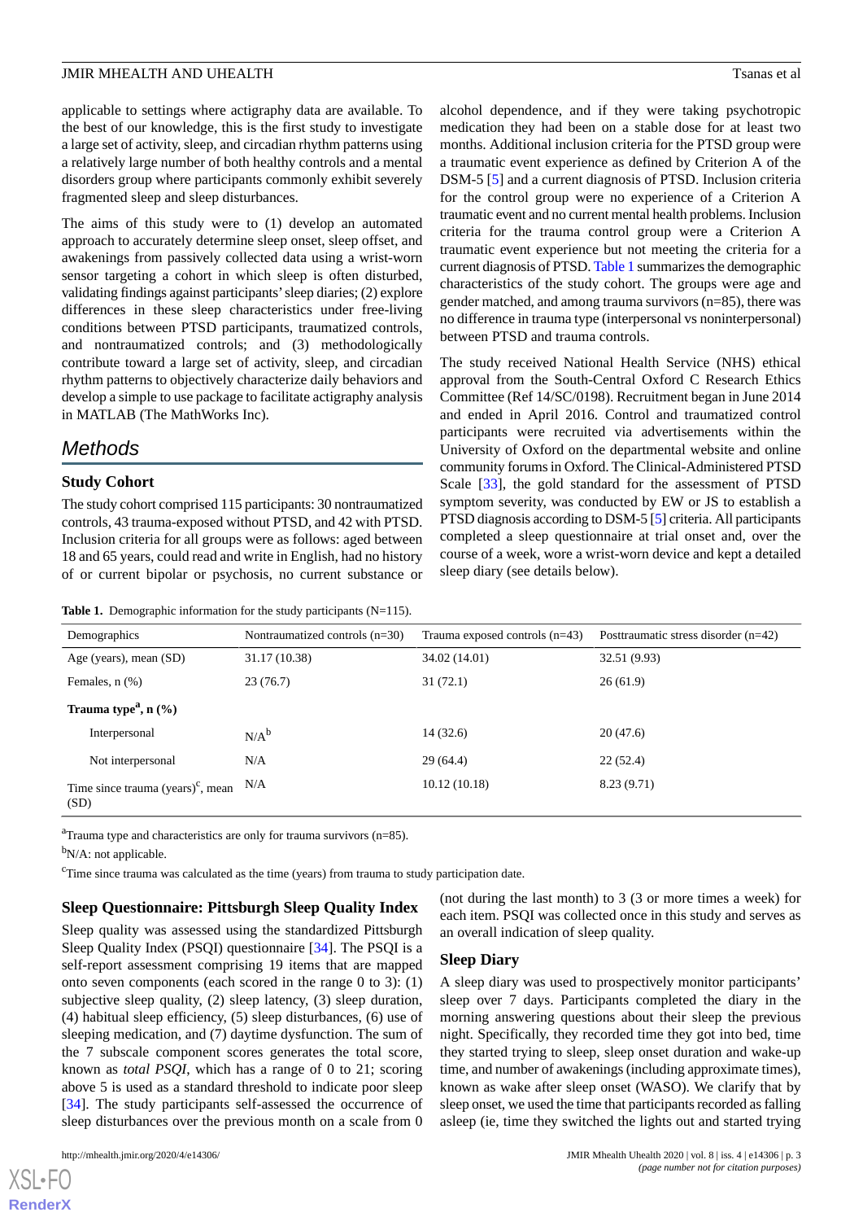applicable to settings where actigraphy data are available. To the best of our knowledge, this is the first study to investigate a large set of activity, sleep, and circadian rhythm patterns using a relatively large number of both healthy controls and a mental disorders group where participants commonly exhibit severely fragmented sleep and sleep disturbances.

The aims of this study were to (1) develop an automated approach to accurately determine sleep onset, sleep offset, and awakenings from passively collected data using a wrist-worn sensor targeting a cohort in which sleep is often disturbed, validating findings against participants' sleep diaries; (2) explore differences in these sleep characteristics under free-living conditions between PTSD participants, traumatized controls, and nontraumatized controls; and (3) methodologically contribute toward a large set of activity, sleep, and circadian rhythm patterns to objectively characterize daily behaviors and develop a simple to use package to facilitate actigraphy analysis in MATLAB (The MathWorks Inc).

## Methods

### Study Cohort

The study cohort comprised 115 participants: 30 nontraumatized controls, 43 trauma-exposed without PTSD, and 42 with PTSD. Inclusion criteria for all groups were as follows: aged between 18 and 65 years, could read and write in English, had no history of or current bipolar or psychosis, no current substance or alcohol dependence, and if they were taking psychotropic medication they had been on a stable dose for at least two months. Additional inclusion criteria for the PTSD group were a traumatic event experience as defined by Criterion A of the DSM-5 [5] and a current diagnosis of PTSD. Inclusion criteria for the control group were no experience of a Criterion A traumatic event and no current mental health problems. Inclusion criteria for the trauma control group were a Criterion A traumatic event experience but not meeting the criteria for a current diagnosis of PTSD. Table 1 summarizes the demographic characteristics of the study cohort. The groups were age and gender matched, and among trauma survivors (n=85), there was no difference in trauma type (interpersonal vs noninterpersonal) between PTSD and trauma controls.

The study received National Health Service (NHS) ethical approval from the South-Central Oxford C Research Ethics Committee (Ref 14/SC/0198). Recruitment began in June 2014 and ended in April 2016. Control and traumatized control participants were recruited via advertisements within the University of Oxford on the departmental website and online community forums in Oxford. The Clinical-Administered PTSD Scale [33], the gold standard for the assessment of PTSD symptom severity, was conducted by EW or JS to establish a PTSD diagnosis according to DSM-5 [5] criteria. All participants completed a sleep questionnaire at trial onset and, over the course of a week, wore a wrist-worn device and kept a detailed sleep diary (see details below).

**Table 1.** Demographic information for the study participants (N=115).

| Demographics | Nontraumatized controls (n=30) | Trauma exposed controls (n=43) | Posttraumatic stress disorder (n=42) |
|---|---|---|---|
| Age (years), mean (SD) | 31.17 (10.38) | 34.02 (14.01) | 32.51 (9.93) |
| Females, n (%) | 23 (76.7) | 31 (72.1) | 26 (61.9) |
| **Trauma type[a], n (%)** | | | |
| Interpersonal | N/A[b] | 14 (32.6) | 20 (47.6) |
| Not interpersonal | N/A | 29 (64.4) | 22 (52.4) |
| Time since trauma (years)[c], mean (SD) | N/A | 10.12 (10.18) | 8.23 (9.71) |

[a]Trauma type and characteristics are only for trauma survivors (n=85).

[b]N/A: not applicable.

[c]Time since trauma was calculated as the time (years) from trauma to study participation date.

### Sleep Questionnaire: Pittsburgh Sleep Quality Index

Sleep quality was assessed using the standardized Pittsburgh Sleep Quality Index (PSQI) questionnaire [34]. The PSQI is a self-report assessment comprising 19 items that are mapped onto seven components (each scored in the range 0 to 3): (1) subjective sleep quality, (2) sleep latency, (3) sleep duration, (4) habitual sleep efficiency, (5) sleep disturbances, (6) use of sleeping medication, and (7) daytime dysfunction. The sum of the 7 subscale component scores generates the total score, known as *total PSQI*, which has a range of 0 to 21; scoring above 5 is used as a standard threshold to indicate poor sleep [34]. The study participants self-assessed the occurrence of sleep disturbances over the previous month on a scale from 0 (not during the last month) to 3 (3 or more times a week) for each item. PSQI was collected once in this study and serves as an overall indication of sleep quality.

### Sleep Diary

A sleep diary was used to prospectively monitor participants' sleep over 7 days. Participants completed the diary in the morning answering questions about their sleep the previous night. Specifically, they recorded time they got into bed, time they started trying to sleep, sleep onset duration and wake-up time, and number of awakenings (including approximate times), known as wake after sleep onset (WASO). We clarify that by sleep onset, we used the time that participants recorded as falling asleep (ie, time they switched the lights out and started trying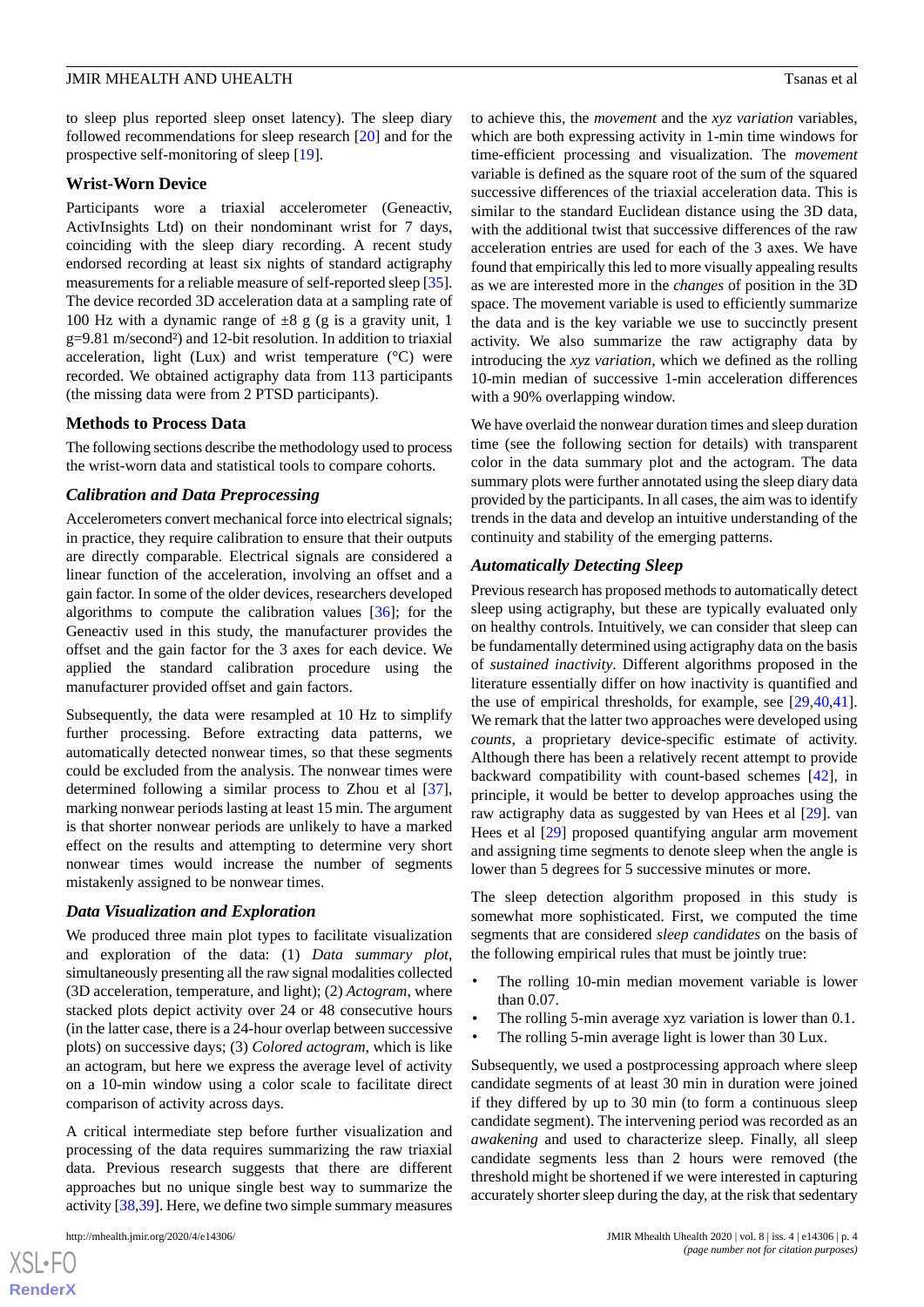to sleep plus reported sleep onset latency). The sleep diary followed recommendations for sleep research [20] and for the prospective self-monitoring of sleep [19].

### Wrist-Worn Device

Participants wore a triaxial accelerometer (Geneactiv, ActivInsights Ltd) on their nondominant wrist for 7 days, coinciding with the sleep diary recording. A recent study endorsed recording at least six nights of standard actigraphy measurements for a reliable measure of self-reported sleep [35]. The device recorded 3D acceleration data at a sampling rate of 100 Hz with a dynamic range of ±8 g (g is a gravity unit, 1 g=9.81 m/second²) and 12-bit resolution. In addition to triaxial acceleration, light (Lux) and wrist temperature (°C) were recorded. We obtained actigraphy data from 113 participants (the missing data were from 2 PTSD participants).

### Methods to Process Data

The following sections describe the methodology used to process the wrist-worn data and statistical tools to compare cohorts.

#### *Calibration and Data Preprocessing*

Accelerometers convert mechanical force into electrical signals; in practice, they require calibration to ensure that their outputs are directly comparable. Electrical signals are considered a linear function of the acceleration, involving an offset and a gain factor. In some of the older devices, researchers developed algorithms to compute the calibration values [36]; for the Geneactiv used in this study, the manufacturer provides the offset and the gain factor for the 3 axes for each device. We applied the standard calibration procedure using the manufacturer provided offset and gain factors.

Subsequently, the data were resampled at 10 Hz to simplify further processing. Before extracting data patterns, we automatically detected nonwear times, so that these segments could be excluded from the analysis. The nonwear times were determined following a similar process to Zhou et al [37], marking nonwear periods lasting at least 15 min. The argument is that shorter nonwear periods are unlikely to have a marked effect on the results and attempting to determine very short nonwear times would increase the number of segments mistakenly assigned to be nonwear times.

#### *Data Visualization and Exploration*

We produced three main plot types to facilitate visualization and exploration of the data: (1) *Data summary plot*, simultaneously presenting all the raw signal modalities collected (3D acceleration, temperature, and light); (2) *Actogram*, where stacked plots depict activity over 24 or 48 consecutive hours (in the latter case, there is a 24-hour overlap between successive plots) on successive days; (3) *Colored actogram*, which is like an actogram, but here we express the average level of activity on a 10-min window using a color scale to facilitate direct comparison of activity across days.

A critical intermediate step before further visualization and processing of the data requires summarizing the raw triaxial data. Previous research suggests that there are different approaches but no unique single best way to summarize the activity [38,39]. Here, we define two simple summary measures to achieve this, the *movement* and the *xyz variation* variables, which are both expressing activity in 1-min time windows for time-efficient processing and visualization. The *movement* variable is defined as the square root of the sum of the squared successive differences of the triaxial acceleration data. This is similar to the standard Euclidean distance using the 3D data, with the additional twist that successive differences of the raw acceleration entries are used for each of the 3 axes. We have found that empirically this led to more visually appealing results as we are interested more in the *changes* of position in the 3D space. The movement variable is used to efficiently summarize the data and is the key variable we use to succinctly present activity. We also summarize the raw actigraphy data by introducing the *xyz variation*, which we defined as the rolling 10-min median of successive 1-min acceleration differences with a 90% overlapping window.

We have overlaid the nonwear duration times and sleep duration time (see the following section for details) with transparent color in the data summary plot and the actogram. The data summary plots were further annotated using the sleep diary data provided by the participants. In all cases, the aim was to identify trends in the data and develop an intuitive understanding of the continuity and stability of the emerging patterns.

#### *Automatically Detecting Sleep*

Previous research has proposed methods to automatically detect sleep using actigraphy, but these are typically evaluated only on healthy controls. Intuitively, we can consider that sleep can be fundamentally determined using actigraphy data on the basis of *sustained inactivity*. Different algorithms proposed in the literature essentially differ on how inactivity is quantified and the use of empirical thresholds, for example, see [29,40,41]. We remark that the latter two approaches were developed using *counts*, a proprietary device-specific estimate of activity. Although there has been a relatively recent attempt to provide backward compatibility with count-based schemes [42], in principle, it would be better to develop approaches using the raw actigraphy data as suggested by van Hees et al [29]. van Hees et al [29] proposed quantifying angular arm movement and assigning time segments to denote sleep when the angle is lower than 5 degrees for 5 successive minutes or more.

The sleep detection algorithm proposed in this study is somewhat more sophisticated. First, we computed the time segments that are considered *sleep candidates* on the basis of the following empirical rules that must be jointly true:

- The rolling 10-min median movement variable is lower than 0.07.
- The rolling 5-min average xyz variation is lower than 0.1.
- The rolling 5-min average light is lower than 30 Lux.

Subsequently, we used a postprocessing approach where sleep candidate segments of at least 30 min in duration were joined if they differed by up to 30 min (to form a continuous sleep candidate segment). The intervening period was recorded as an *awakening* and used to characterize sleep. Finally, all sleep candidate segments less than 2 hours were removed (the threshold might be shortened if we were interested in capturing accurately shorter sleep during the day, at the risk that sedentary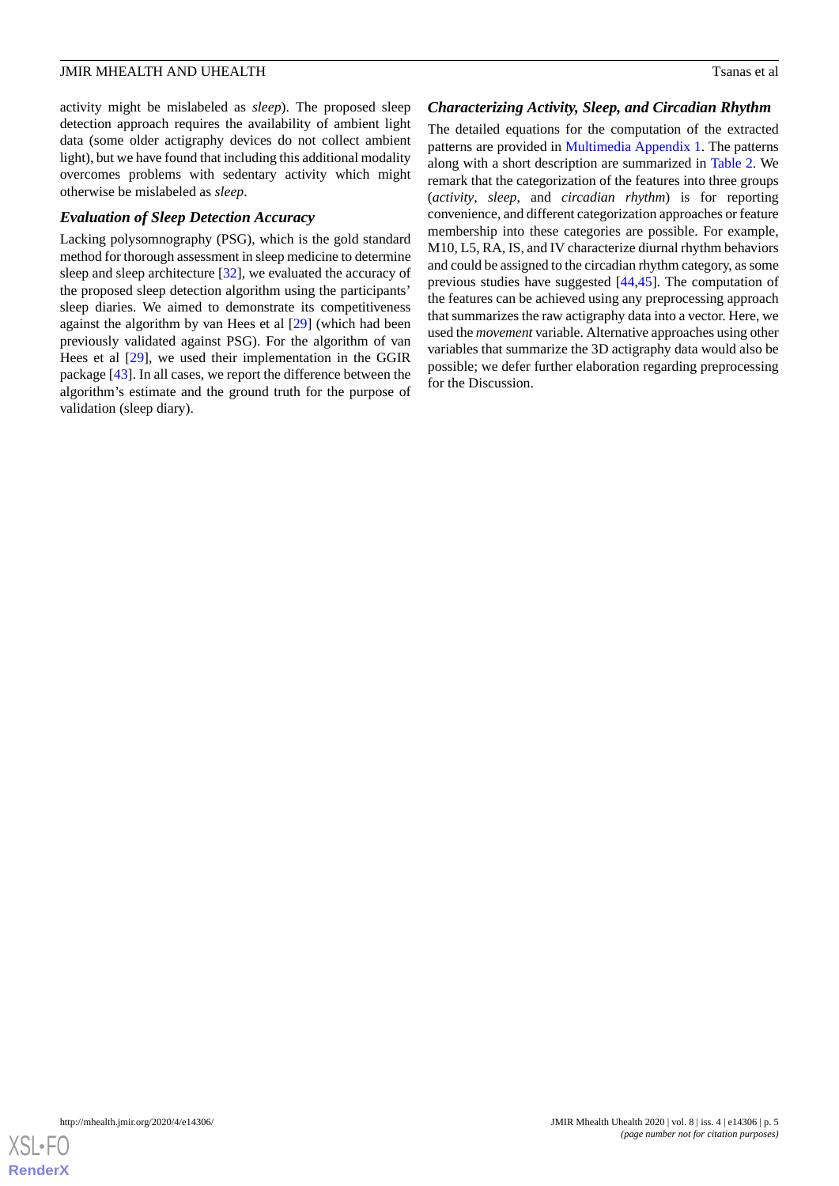activity might be mislabeled as *sleep*). The proposed sleep detection approach requires the availability of ambient light data (some older actigraphy devices do not collect ambient light), but we have found that including this additional modality overcomes problems with sedentary activity which might otherwise be mislabeled as *sleep*.

### *Evaluation of Sleep Detection Accuracy*

Lacking polysomnography (PSG), which is the gold standard method for thorough assessment in sleep medicine to determine sleep and sleep architecture [32], we evaluated the accuracy of the proposed sleep detection algorithm using the participants' sleep diaries. We aimed to demonstrate its competitiveness against the algorithm by van Hees et al [29] (which had been previously validated against PSG). For the algorithm of van Hees et al [29], we used their implementation in the GGIR package [43]. In all cases, we report the difference between the algorithm's estimate and the ground truth for the purpose of validation (sleep diary).

### *Characterizing Activity, Sleep, and Circadian Rhythm*

The detailed equations for the computation of the extracted patterns are provided in Multimedia Appendix 1. The patterns along with a short description are summarized in Table 2. We remark that the categorization of the features into three groups (*activity*, *sleep*, and *circadian rhythm*) is for reporting convenience, and different categorization approaches or feature membership into these categories are possible. For example, M10, L5, RA, IS, and IV characterize diurnal rhythm behaviors and could be assigned to the circadian rhythm category, as some previous studies have suggested [44,45]. The computation of the features can be achieved using any preprocessing approach that summarizes the raw actigraphy data into a vector. Here, we used the *movement* variable. Alternative approaches using other variables that summarize the 3D actigraphy data would also be possible; we defer further elaboration regarding preprocessing for the Discussion.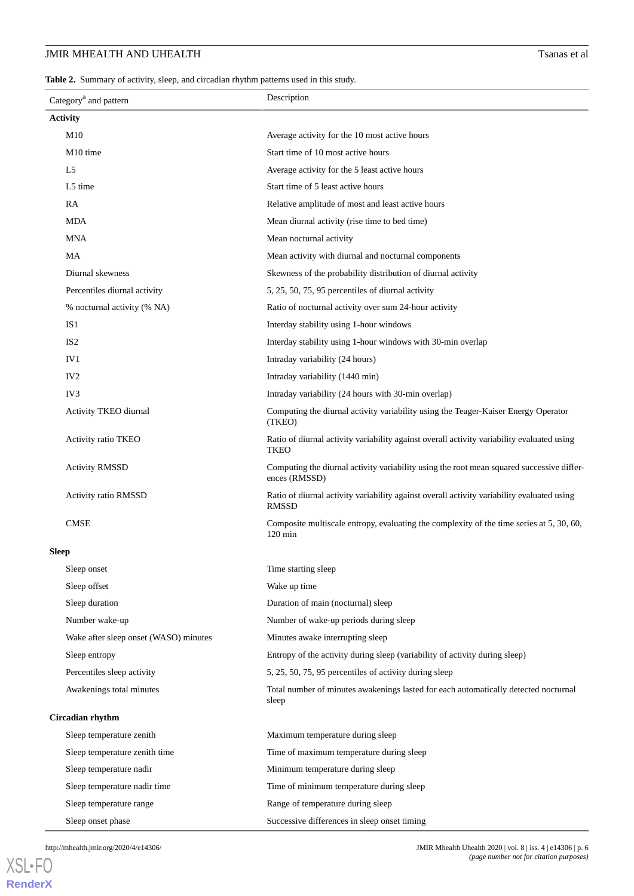**Table 2.** Summary of activity, sleep, and circadian rhythm patterns used in this study.

| Category[a] and pattern | Description |
|---|---|
| **Activity** | |
| M10 | Average activity for the 10 most active hours |
| M10 time | Start time of 10 most active hours |
| L5 | Average activity for the 5 least active hours |
| L5 time | Start time of 5 least active hours |
| RA | Relative amplitude of most and least active hours |
| MDA | Mean diurnal activity (rise time to bed time) |
| MNA | Mean nocturnal activity |
| MA | Mean activity with diurnal and nocturnal components |
| Diurnal skewness | Skewness of the probability distribution of diurnal activity |
| Percentiles diurnal activity | 5, 25, 50, 75, 95 percentiles of diurnal activity |
| % nocturnal activity (% NA) | Ratio of nocturnal activity over sum 24-hour activity |
| IS1 | Interday stability using 1-hour windows |
| IS2 | Interday stability using 1-hour windows with 30-min overlap |
| IV1 | Intraday variability (24 hours) |
| IV2 | Intraday variability (1440 min) |
| IV3 | Intraday variability (24 hours with 30-min overlap) |
| Activity TKEO diurnal | Computing the diurnal activity variability using the Teager-Kaiser Energy Operator (TKEO) |
| Activity ratio TKEO | Ratio of diurnal activity variability against overall activity variability evaluated using TKEO |
| Activity RMSSD | Computing the diurnal activity variability using the root mean squared successive differences (RMSSD) |
| Activity ratio RMSSD | Ratio of diurnal activity variability against overall activity variability evaluated using RMSSD |
| CMSE | Composite multiscale entropy, evaluating the complexity of the time series at 5, 30, 60, 120 min |
| **Sleep** | |
| Sleep onset | Time starting sleep |
| Sleep offset | Wake up time |
| Sleep duration | Duration of main (nocturnal) sleep |
| Number wake-up | Number of wake-up periods during sleep |
| Wake after sleep onset (WASO) minutes | Minutes awake interrupting sleep |
| Sleep entropy | Entropy of the activity during sleep (variability of activity during sleep) |
| Percentiles sleep activity | 5, 25, 50, 75, 95 percentiles of activity during sleep |
| Awakenings total minutes | Total number of minutes awakenings lasted for each automatically detected nocturnal sleep |
| **Circadian rhythm** | |
| Sleep temperature zenith | Maximum temperature during sleep |
| Sleep temperature zenith time | Time of maximum temperature during sleep |
| Sleep temperature nadir | Minimum temperature during sleep |
| Sleep temperature nadir time | Time of minimum temperature during sleep |
| Sleep temperature range | Range of temperature during sleep |
| Sleep onset phase | Successive differences in sleep onset timing |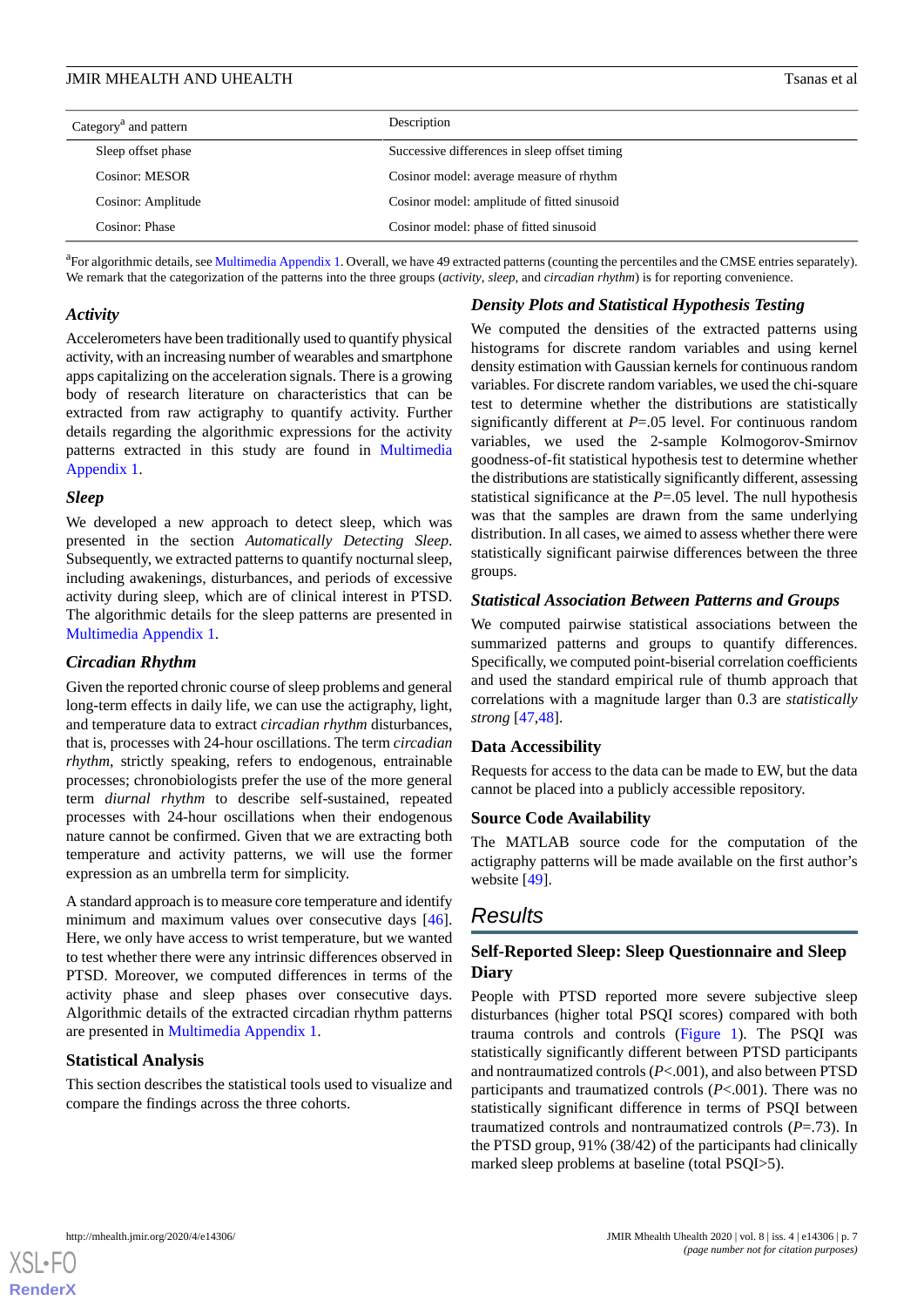| Category[a] and pattern | Description |
|---|---|
| Sleep offset phase | Successive differences in sleep offset timing |
| Cosinor: MESOR | Cosinor model: average measure of rhythm |
| Cosinor: Amplitude | Cosinor model: amplitude of fitted sinusoid |
| Cosinor: Phase | Cosinor model: phase of fitted sinusoid |

[a]For algorithmic details, see Multimedia Appendix 1. Overall, we have 49 extracted patterns (counting the percentiles and the CMSE entries separately). We remark that the categorization of the patterns into the three groups (*activity*, *sleep*, and *circadian rhythm*) is for reporting convenience.

### *Activity*

Accelerometers have been traditionally used to quantify physical activity, with an increasing number of wearables and smartphone apps capitalizing on the acceleration signals. There is a growing body of research literature on characteristics that can be extracted from raw actigraphy to quantify activity. Further details regarding the algorithmic expressions for the activity patterns extracted in this study are found in Multimedia Appendix 1.

### *Sleep*

We developed a new approach to detect sleep, which was presented in the section *Automatically Detecting Sleep*. Subsequently, we extracted patterns to quantify nocturnal sleep, including awakenings, disturbances, and periods of excessive activity during sleep, which are of clinical interest in PTSD. The algorithmic details for the sleep patterns are presented in Multimedia Appendix 1.

### *Circadian Rhythm*

Given the reported chronic course of sleep problems and general long-term effects in daily life, we can use the actigraphy, light, and temperature data to extract *circadian rhythm* disturbances, that is, processes with 24-hour oscillations. The term *circadian rhythm*, strictly speaking, refers to endogenous, entrainable processes; chronobiologists prefer the use of the more general term *diurnal rhythm* to describe self-sustained, repeated processes with 24-hour oscillations when their endogenous nature cannot be confirmed. Given that we are extracting both temperature and activity patterns, we will use the former expression as an umbrella term for simplicity.

A standard approach is to measure core temperature and identify minimum and maximum values over consecutive days [46]. Here, we only have access to wrist temperature, but we wanted to test whether there were any intrinsic differences observed in PTSD. Moreover, we computed differences in terms of the activity phase and sleep phases over consecutive days. Algorithmic details of the extracted circadian rhythm patterns are presented in Multimedia Appendix 1.

### Statistical Analysis

This section describes the statistical tools used to visualize and compare the findings across the three cohorts.

### *Density Plots and Statistical Hypothesis Testing*

We computed the densities of the extracted patterns using histograms for discrete random variables and using kernel density estimation with Gaussian kernels for continuous random variables. For discrete random variables, we used the chi-square test to determine whether the distributions are statistically significantly different at *P*=.05 level. For continuous random variables, we used the 2-sample Kolmogorov-Smirnov goodness-of-fit statistical hypothesis test to determine whether the distributions are statistically significantly different, assessing statistical significance at the *P*=.05 level. The null hypothesis was that the samples are drawn from the same underlying distribution. In all cases, we aimed to assess whether there were statistically significant pairwise differences between the three groups.

### *Statistical Association Between Patterns and Groups*

We computed pairwise statistical associations between the summarized patterns and groups to quantify differences. Specifically, we computed point-biserial correlation coefficients and used the standard empirical rule of thumb approach that correlations with a magnitude larger than 0.3 are *statistically strong* [47,48].

### Data Accessibility

Requests for access to the data can be made to EW, but the data cannot be placed into a publicly accessible repository.

### Source Code Availability

The MATLAB source code for the computation of the actigraphy patterns will be made available on the first author's website [49].

## Results

### Self-Reported Sleep: Sleep Questionnaire and Sleep Diary

People with PTSD reported more severe subjective sleep disturbances (higher total PSQI scores) compared with both trauma controls and controls (Figure 1). The PSQI was statistically significantly different between PTSD participants and nontraumatized controls (*P*<.001), and also between PTSD participants and traumatized controls (*P*<.001). There was no statistically significant difference in terms of PSQI between traumatized controls and nontraumatized controls (*P*=.73). In the PTSD group, 91% (38/42) of the participants had clinically marked sleep problems at baseline (total PSQI>5).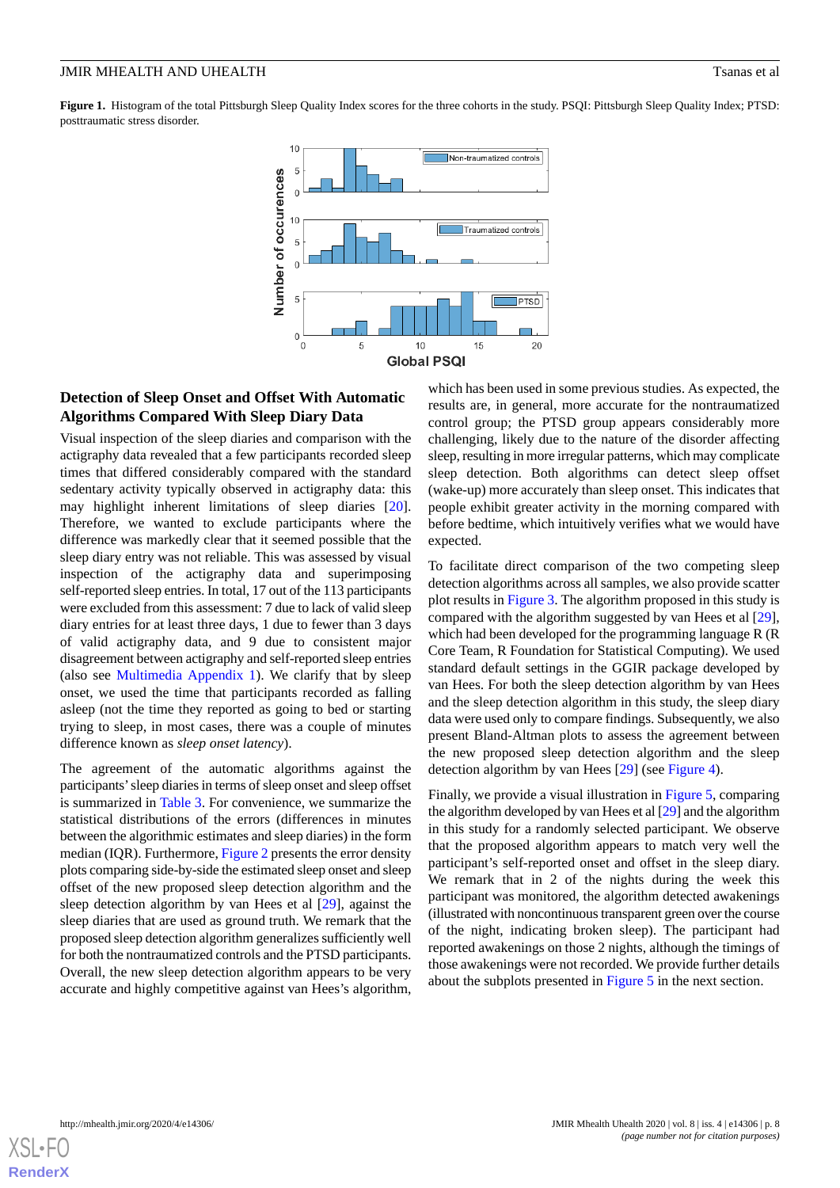**Figure 1.** Histogram of the total Pittsburgh Sleep Quality Index scores for the three cohorts in the study. PSQI: Pittsburgh Sleep Quality Index; PTSD: posttraumatic stress disorder.

### Detection of Sleep Onset and Offset With Automatic Algorithms Compared With Sleep Diary Data

Visual inspection of the sleep diaries and comparison with the actigraphy data revealed that a few participants recorded sleep times that differed considerably compared with the standard sedentary activity typically observed in actigraphy data: this may highlight inherent limitations of sleep diaries [20]. Therefore, we wanted to exclude participants where the difference was markedly clear that it seemed possible that the sleep diary entry was not reliable. This was assessed by visual inspection of the actigraphy data and superimposing self-reported sleep entries. In total, 17 out of the 113 participants were excluded from this assessment: 7 due to lack of valid sleep diary entries for at least three days, 1 due to fewer than 3 days of valid actigraphy data, and 9 due to consistent major disagreement between actigraphy and self-reported sleep entries (also see Multimedia Appendix 1). We clarify that by sleep onset, we used the time that participants recorded as falling asleep (not the time they reported as going to bed or starting trying to sleep, in most cases, there was a couple of minutes difference known as *sleep onset latency*).

The agreement of the automatic algorithms against the participants' sleep diaries in terms of sleep onset and sleep offset is summarized in Table 3. For convenience, we summarize the statistical distributions of the errors (differences in minutes between the algorithmic estimates and sleep diaries) in the form median (IQR). Furthermore, Figure 2 presents the error density plots comparing side-by-side the estimated sleep onset and sleep offset of the new proposed sleep detection algorithm and the sleep detection algorithm by van Hees et al [29], against the sleep diaries that are used as ground truth. We remark that the proposed sleep detection algorithm generalizes sufficiently well for both the nontraumatized controls and the PTSD participants. Overall, the new sleep detection algorithm appears to be very accurate and highly competitive against van Hees's algorithm, which has been used in some previous studies. As expected, the results are, in general, more accurate for the nontraumatized control group; the PTSD group appears considerably more challenging, likely due to the nature of the disorder affecting sleep, resulting in more irregular patterns, which may complicate sleep detection. Both algorithms can detect sleep offset (wake-up) more accurately than sleep onset. This indicates that people exhibit greater activity in the morning compared with before bedtime, which intuitively verifies what we would have expected.

To facilitate direct comparison of the two competing sleep detection algorithms across all samples, we also provide scatter plot results in Figure 3. The algorithm proposed in this study is compared with the algorithm suggested by van Hees et al [29], which had been developed for the programming language R (R Core Team, R Foundation for Statistical Computing). We used standard default settings in the GGIR package developed by van Hees. For both the sleep detection algorithm by van Hees and the sleep detection algorithm in this study, the sleep diary data were used only to compare findings. Subsequently, we also present Bland-Altman plots to assess the agreement between the new proposed sleep detection algorithm and the sleep detection algorithm by van Hees [29] (see Figure 4).

Finally, we provide a visual illustration in Figure 5, comparing the algorithm developed by van Hees et al [29] and the algorithm in this study for a randomly selected participant. We observe that the proposed algorithm appears to match very well the participant's self-reported onset and offset in the sleep diary. We remark that in 2 of the nights during the week this participant was monitored, the algorithm detected awakenings (illustrated with noncontinuous transparent green over the course of the night, indicating broken sleep). The participant had reported awakenings on those 2 nights, although the timings of those awakenings were not recorded. We provide further details about the subplots presented in Figure 5 in the next section.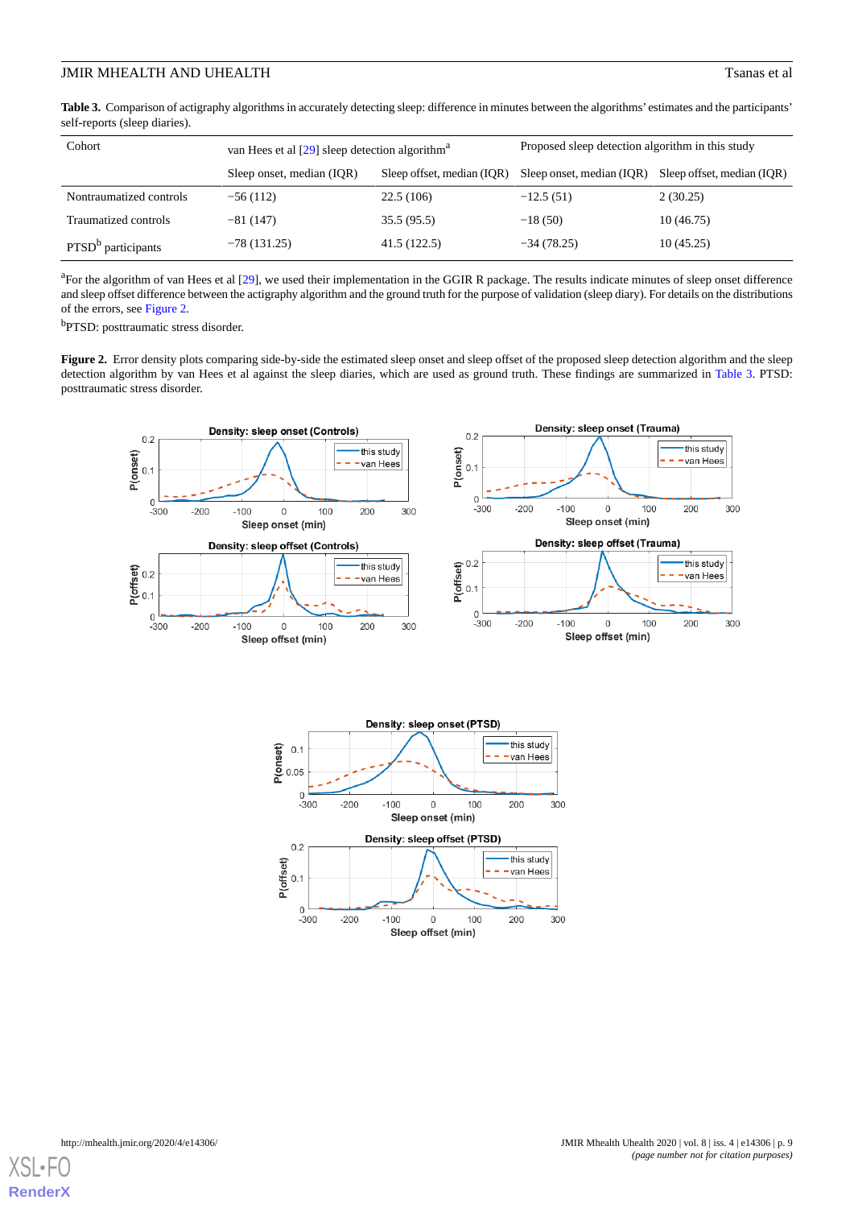**Table 3.** Comparison of actigraphy algorithms in accurately detecting sleep: difference in minutes between the algorithms' estimates and the participants' self-reports (sleep diaries).

| Cohort | van Hees et al [29] sleep detection algorithm[a] | | Proposed sleep detection algorithm in this study | |
|---|---|---|---|---|
| | Sleep onset, median (IQR) | Sleep offset, median (IQR) | Sleep onset, median (IQR) | Sleep offset, median (IQR) |
| Nontraumatized controls | −56 (112) | 22.5 (106) | −12.5 (51) | 2 (30.25) |
| Traumatized controls | −81 (147) | 35.5 (95.5) | −18 (50) | 10 (46.75) |
| PTSD[b] participants | −78 (131.25) | 41.5 (122.5) | −34 (78.25) | 10 (45.25) |

[a]For the algorithm of van Hees et al [29], we used their implementation in the GGIR R package. The results indicate minutes of sleep onset difference and sleep offset difference between the actigraphy algorithm and the ground truth for the purpose of validation (sleep diary). For details on the distributions of the errors, see Figure 2.

[b]PTSD: posttraumatic stress disorder.

**Figure 2.** Error density plots comparing side-by-side the estimated sleep onset and sleep offset of the proposed sleep detection algorithm and the sleep detection algorithm by van Hees et al against the sleep diaries, which are used as ground truth. These findings are summarized in Table 3. PTSD: posttraumatic stress disorder.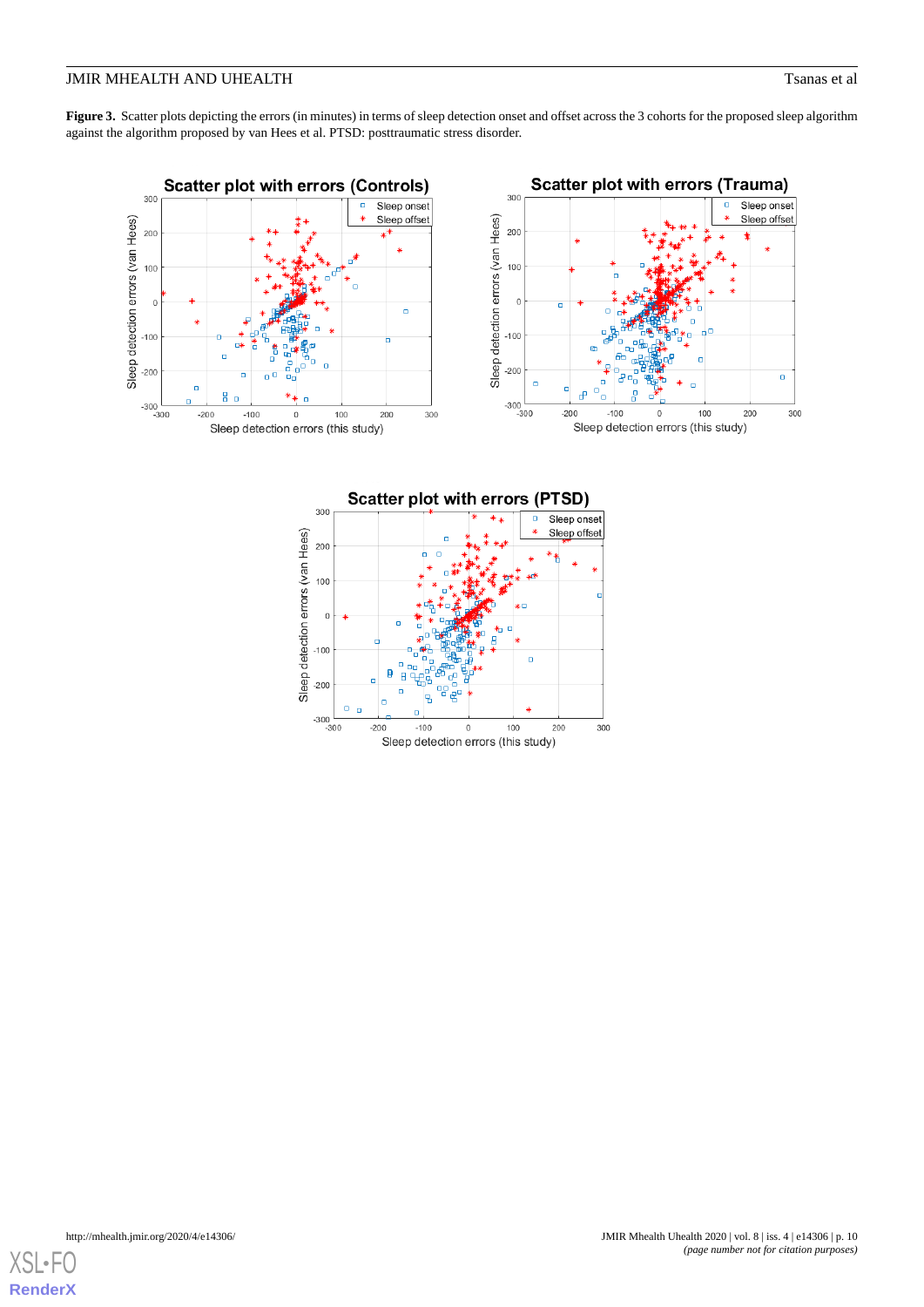**Figure 3.** Scatter plots depicting the errors (in minutes) in terms of sleep detection onset and offset across the 3 cohorts for the proposed sleep algorithm against the algorithm proposed by van Hees et al. PTSD: posttraumatic stress disorder.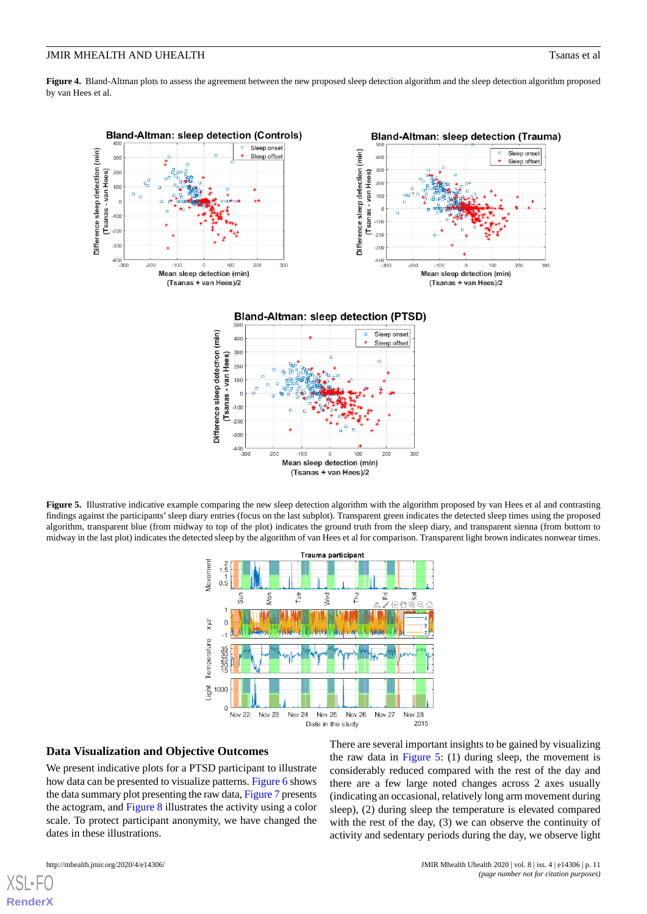**Figure 4.** Bland-Altman plots to assess the agreement between the new proposed sleep detection algorithm and the sleep detection algorithm proposed by van Hees et al.

**Figure 5.** Illustrative indicative example comparing the new sleep detection algorithm with the algorithm proposed by van Hees et al and contrasting findings against the participants' sleep diary entries (focus on the last subplot). Transparent green indicates the detected sleep times using the proposed algorithm, transparent blue (from midway to top of the plot) indicates the ground truth from the sleep diary, and transparent sienna (from bottom to midway in the last plot) indicates the detected sleep by the algorithm of van Hees et al for comparison. Transparent light brown indicates nonwear times.

## Data Visualization and Objective Outcomes

We present indicative plots for a PTSD participant to illustrate how data can be presented to visualize patterns. Figure 6 shows the data summary plot presenting the raw data, Figure 7 presents the actogram, and Figure 8 illustrates the activity using a color scale. To protect participant anonymity, we have changed the dates in these illustrations.

There are several important insights to be gained by visualizing the raw data in Figure 5: (1) during sleep, the movement is considerably reduced compared with the rest of the day and there are a few large noted changes across 2 axes usually (indicating an occasional, relatively long arm movement during sleep), (2) during sleep the temperature is elevated compared with the rest of the day, (3) we can observe the continuity of activity and sedentary periods during the day, we observe light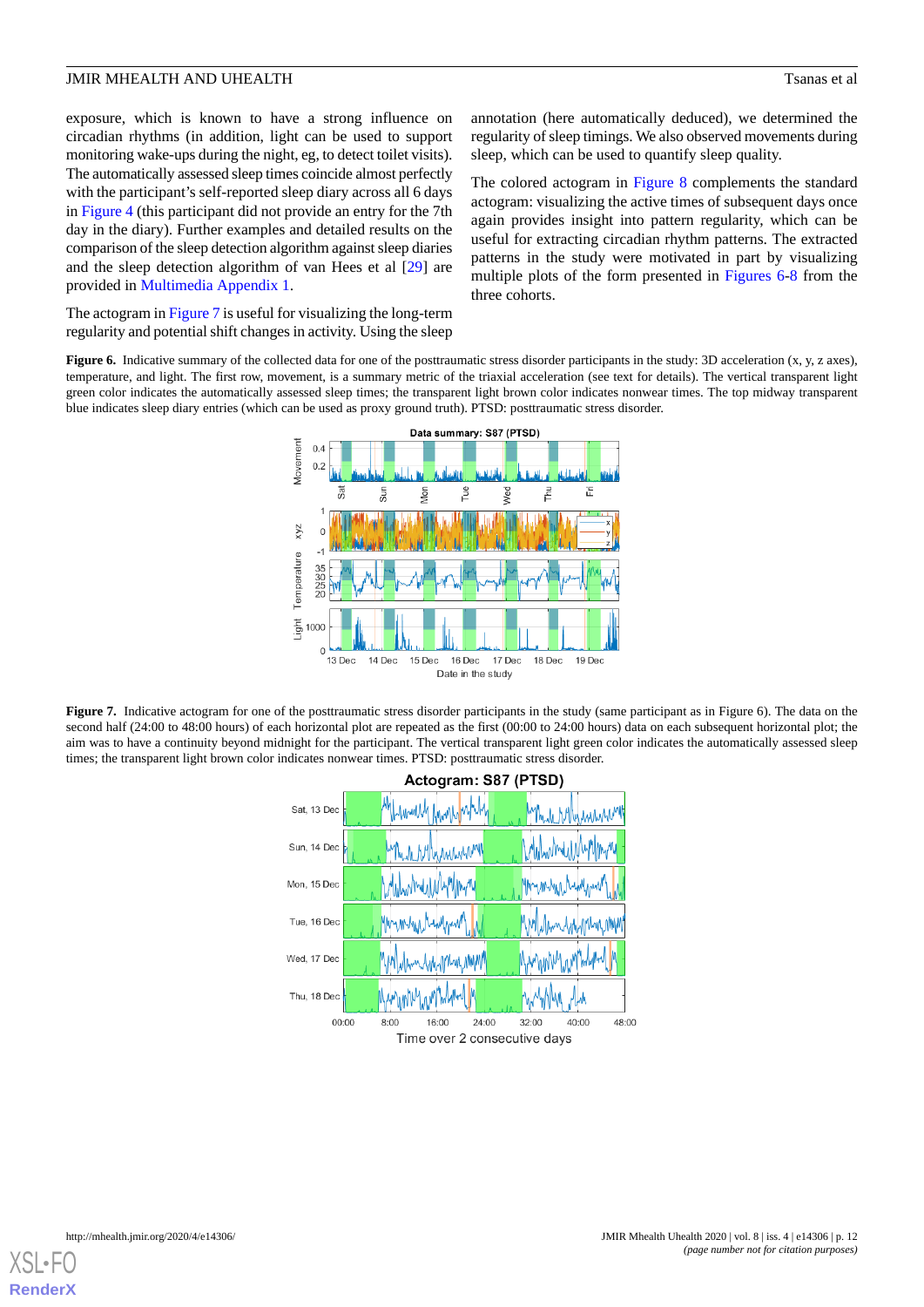exposure, which is known to have a strong influence on circadian rhythms (in addition, light can be used to support monitoring wake-ups during the night, eg, to detect toilet visits). The automatically assessed sleep times coincide almost perfectly with the participant's self-reported sleep diary across all 6 days in Figure 4 (this participant did not provide an entry for the 7th day in the diary). Further examples and detailed results on the comparison of the sleep detection algorithm against sleep diaries and the sleep detection algorithm of van Hees et al [29] are provided in Multimedia Appendix 1.

The actogram in Figure 7 is useful for visualizing the long-term regularity and potential shift changes in activity. Using the sleep annotation (here automatically deduced), we determined the regularity of sleep timings. We also observed movements during sleep, which can be used to quantify sleep quality.

The colored actogram in Figure 8 complements the standard actogram: visualizing the active times of subsequent days once again provides insight into pattern regularity, which can be useful for extracting circadian rhythm patterns. The extracted patterns in the study were motivated in part by visualizing multiple plots of the form presented in Figures 6-8 from the three cohorts.

**Figure 6.** Indicative summary of the collected data for one of the posttraumatic stress disorder participants in the study: 3D acceleration (x, y, z axes), temperature, and light. The first row, movement, is a summary metric of the triaxial acceleration (see text for details). The vertical transparent light green color indicates the automatically assessed sleep times; the transparent light brown color indicates nonwear times. The top midway transparent blue indicates sleep diary entries (which can be used as proxy ground truth). PTSD: posttraumatic stress disorder.

**Figure 7.** Indicative actogram for one of the posttraumatic stress disorder participants in the study (same participant as in Figure 6). The data on the second half (24:00 to 48:00 hours) of each horizontal plot are repeated as the first (00:00 to 24:00 hours) data on each subsequent horizontal plot; the aim was to have a continuity beyond midnight for the participant. The vertical transparent light green color indicates the automatically assessed sleep times; the transparent light brown color indicates nonwear times. PTSD: posttraumatic stress disorder.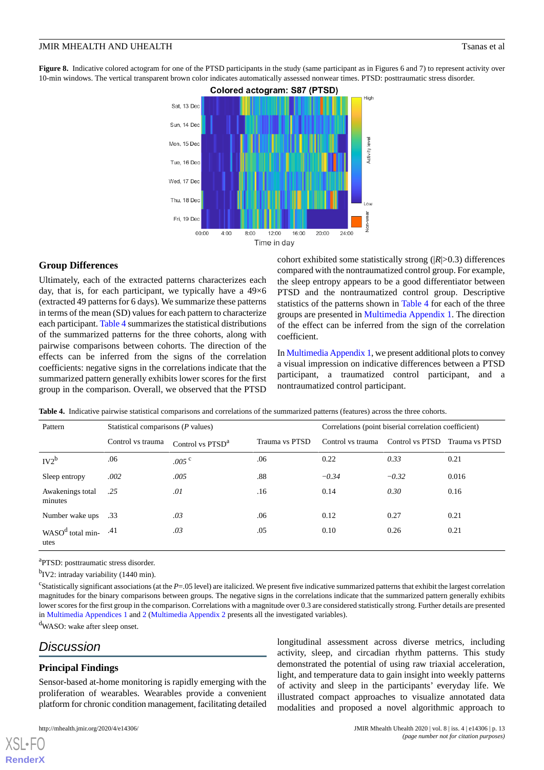**Figure 8.** Indicative colored actogram for one of the PTSD participants in the study (same participant as in Figures 6 and 7) to represent activity over 10-min windows. The vertical transparent brown color indicates automatically assessed nonwear times. PTSD: posttraumatic stress disorder.

### Group Differences

Ultimately, each of the extracted patterns characterizes each day, that is, for each participant, we typically have a 49×6 (extracted 49 patterns for 6 days). We summarize these patterns in terms of the mean (SD) values for each pattern to characterize each participant. Table 4 summarizes the statistical distributions of the summarized patterns for the three cohorts, along with pairwise comparisons between cohorts. The direction of the effects can be inferred from the signs of the correlation coefficients: negative signs in the correlations indicate that the summarized pattern generally exhibits lower scores for the first group in the comparison. Overall, we observed that the PTSD cohort exhibited some statistically strong (|*R*|>0.3) differences compared with the nontraumatized control group. For example, the sleep entropy appears to be a good differentiator between PTSD and the nontraumatized control group. Descriptive statistics of the patterns shown in Table 4 for each of the three groups are presented in Multimedia Appendix 1. The direction of the effect can be inferred from the sign of the correlation coefficient.

In Multimedia Appendix 1, we present additional plots to convey a visual impression on indicative differences between a PTSD participant, a traumatized control participant, and a nontraumatized control participant.

**Table 4.** Indicative pairwise statistical comparisons and correlations of the summarized patterns (features) across the three cohorts.

| Pattern | Statistical comparisons (*P* values) | | | Correlations (point biserial correlation coefficient) | | |
|---|---|---|---|---|---|---|
| | Control vs trauma | Control vs PTSD[a] | Trauma vs PTSD | Control vs trauma | Control vs PTSD | Trauma vs PTSD |
| IV2[b] | .06 | *.005* [c] | .06 | 0.22 | *0.33* | 0.21 |
| Sleep entropy | *.002* | *.005* | .88 | *−0.34* | *−0.32* | 0.016 |
| Awakenings total minutes | *.25* | *.01* | .16 | 0.14 | *0.30* | 0.16 |
| Number wake ups | .33 | *.03* | .06 | 0.12 | 0.27 | 0.21 |
| WASO[d] total minutes | .41 | *.03* | .05 | 0.10 | 0.26 | 0.21 |

[a]PTSD: posttraumatic stress disorder.

[b]IV2: intraday variability (1440 min).

[c]Statistically significant associations (at the *P*=.05 level) are italicized. We present five indicative summarized patterns that exhibit the largest correlation magnitudes for the binary comparisons between groups. The negative signs in the correlations indicate that the summarized pattern generally exhibits lower scores for the first group in the comparison. Correlations with a magnitude over 0.3 are considered statistically strong. Further details are presented in Multimedia Appendices 1 and 2 (Multimedia Appendix 2 presents all the investigated variables).

[d]WASO: wake after sleep onset.

## Discussion

### Principal Findings

Sensor-based at-home monitoring is rapidly emerging with the proliferation of wearables. Wearables provide a convenient platform for chronic condition management, facilitating detailed longitudinal assessment across diverse metrics, including activity, sleep, and circadian rhythm patterns. This study demonstrated the potential of using raw triaxial acceleration, light, and temperature data to gain insight into weekly patterns of activity and sleep in the participants' everyday life. We illustrated compact approaches to visualize annotated data modalities and proposed a novel algorithmic approach to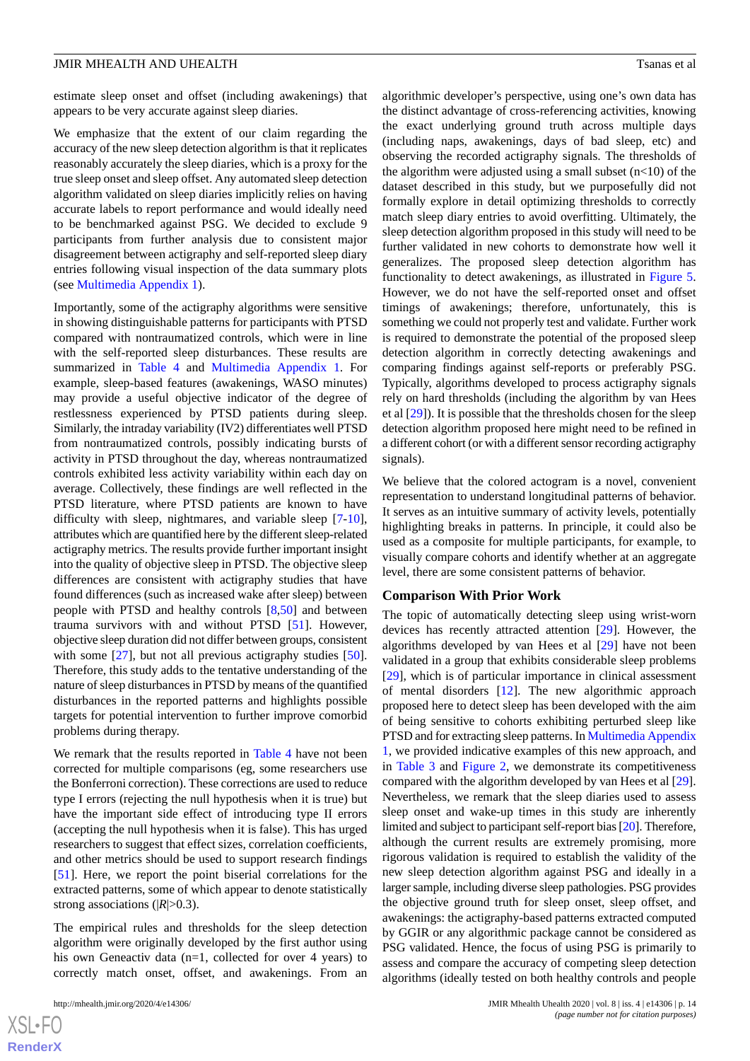estimate sleep onset and offset (including awakenings) that appears to be very accurate against sleep diaries.

We emphasize that the extent of our claim regarding the accuracy of the new sleep detection algorithm is that it replicates reasonably accurately the sleep diaries, which is a proxy for the true sleep onset and sleep offset. Any automated sleep detection algorithm validated on sleep diaries implicitly relies on having accurate labels to report performance and would ideally need to be benchmarked against PSG. We decided to exclude 9 participants from further analysis due to consistent major disagreement between actigraphy and self-reported sleep diary entries following visual inspection of the data summary plots (see Multimedia Appendix 1).

Importantly, some of the actigraphy algorithms were sensitive in showing distinguishable patterns for participants with PTSD compared with nontraumatized controls, which were in line with the self-reported sleep disturbances. These results are summarized in Table 4 and Multimedia Appendix 1. For example, sleep-based features (awakenings, WASO minutes) may provide a useful objective indicator of the degree of restlessness experienced by PTSD patients during sleep. Similarly, the intraday variability (IV2) differentiates well PTSD from nontraumatized controls, possibly indicating bursts of activity in PTSD throughout the day, whereas nontraumatized controls exhibited less activity variability within each day on average. Collectively, these findings are well reflected in the PTSD literature, where PTSD patients are known to have difficulty with sleep, nightmares, and variable sleep [7-10], attributes which are quantified here by the different sleep-related actigraphy metrics. The results provide further important insight into the quality of objective sleep in PTSD. The objective sleep differences are consistent with actigraphy studies that have found differences (such as increased wake after sleep) between people with PTSD and healthy controls [8,50] and between trauma survivors with and without PTSD [51]. However, objective sleep duration did not differ between groups, consistent with some [27], but not all previous actigraphy studies [50]. Therefore, this study adds to the tentative understanding of the nature of sleep disturbances in PTSD by means of the quantified disturbances in the reported patterns and highlights possible targets for potential intervention to further improve comorbid problems during therapy.

We remark that the results reported in Table 4 have not been corrected for multiple comparisons (eg, some researchers use the Bonferroni correction). These corrections are used to reduce type I errors (rejecting the null hypothesis when it is true) but have the important side effect of introducing type II errors (accepting the null hypothesis when it is false). This has urged researchers to suggest that effect sizes, correlation coefficients, and other metrics should be used to support research findings [51]. Here, we report the point biserial correlations for the extracted patterns, some of which appear to denote statistically strong associations ($|R|>0.3$).

The empirical rules and thresholds for the sleep detection algorithm were originally developed by the first author using his own Geneactiv data (n=1, collected for over 4 years) to correctly match onset, offset, and awakenings. From an algorithmic developer's perspective, using one's own data has the distinct advantage of cross-referencing activities, knowing the exact underlying ground truth across multiple days (including naps, awakenings, days of bad sleep, etc) and observing the recorded actigraphy signals. The thresholds of the algorithm were adjusted using a small subset (n<10) of the dataset described in this study, but we purposefully did not formally explore in detail optimizing thresholds to correctly match sleep diary entries to avoid overfitting. Ultimately, the sleep detection algorithm proposed in this study will need to be further validated in new cohorts to demonstrate how well it generalizes. The proposed sleep detection algorithm has functionality to detect awakenings, as illustrated in Figure 5. However, we do not have the self-reported onset and offset timings of awakenings; therefore, unfortunately, this is something we could not properly test and validate. Further work is required to demonstrate the potential of the proposed sleep detection algorithm in correctly detecting awakenings and comparing findings against self-reports or preferably PSG. Typically, algorithms developed to process actigraphy signals rely on hard thresholds (including the algorithm by van Hees et al [29]). It is possible that the thresholds chosen for the sleep detection algorithm proposed here might need to be refined in a different cohort (or with a different sensor recording actigraphy signals).

We believe that the colored actogram is a novel, convenient representation to understand longitudinal patterns of behavior. It serves as an intuitive summary of activity levels, potentially highlighting breaks in patterns. In principle, it could also be used as a composite for multiple participants, for example, to visually compare cohorts and identify whether at an aggregate level, there are some consistent patterns of behavior.

## Comparison With Prior Work

The topic of automatically detecting sleep using wrist-worn devices has recently attracted attention [29]. However, the algorithms developed by van Hees et al [29] have not been validated in a group that exhibits considerable sleep problems [29], which is of particular importance in clinical assessment of mental disorders [12]. The new algorithmic approach proposed here to detect sleep has been developed with the aim of being sensitive to cohorts exhibiting perturbed sleep like PTSD and for extracting sleep patterns. In Multimedia Appendix 1, we provided indicative examples of this new approach, and in Table 3 and Figure 2, we demonstrate its competitiveness compared with the algorithm developed by van Hees et al [29]. Nevertheless, we remark that the sleep diaries used to assess sleep onset and wake-up times in this study are inherently limited and subject to participant self-report bias [20]. Therefore, although the current results are extremely promising, more rigorous validation is required to establish the validity of the new sleep detection algorithm against PSG and ideally in a larger sample, including diverse sleep pathologies. PSG provides the objective ground truth for sleep onset, sleep offset, and awakenings: the actigraphy-based patterns extracted computed by GGIR or any algorithmic package cannot be considered as PSG validated. Hence, the focus of using PSG is primarily to assess and compare the accuracy of competing sleep detection algorithms (ideally tested on both healthy controls and people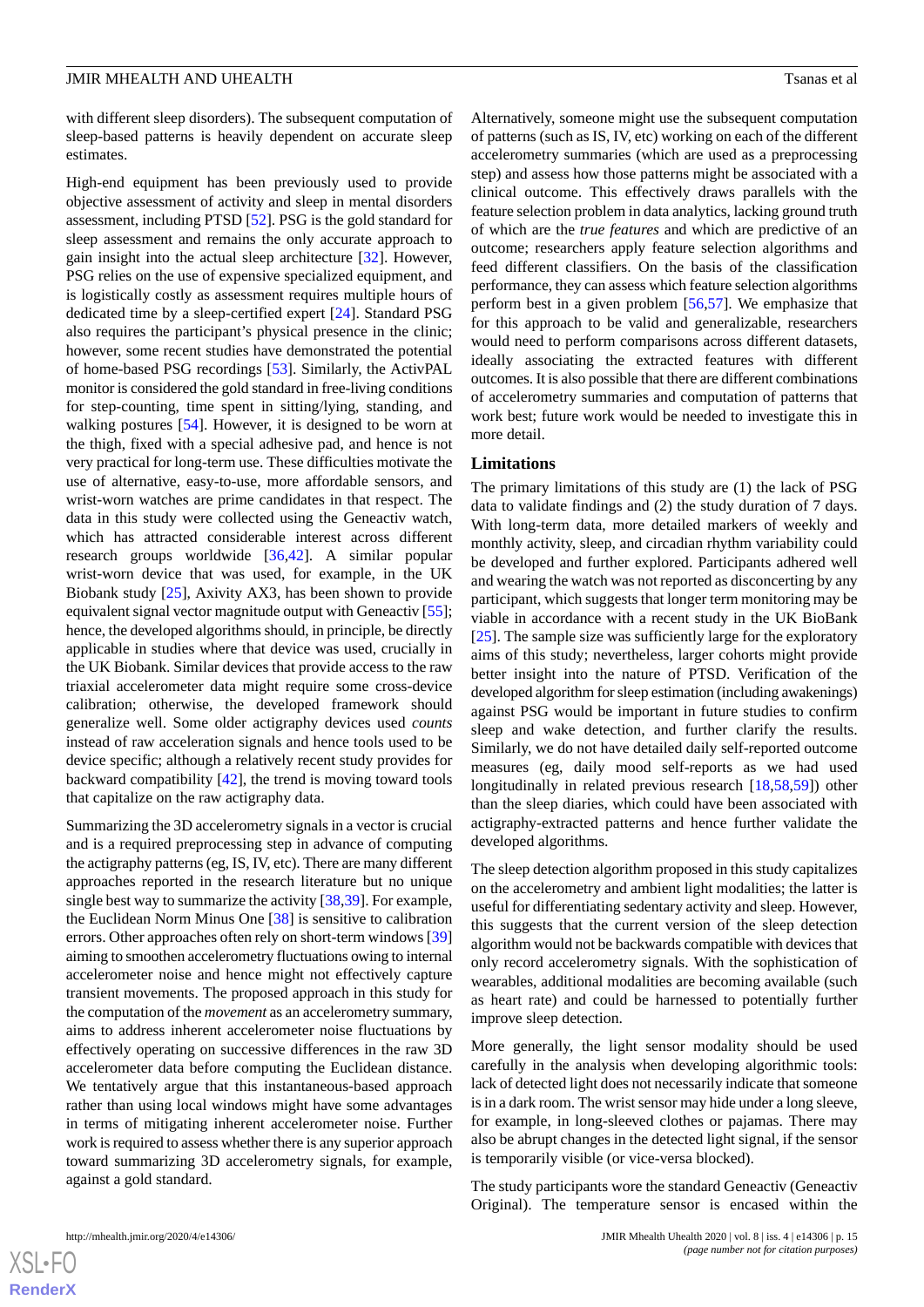with different sleep disorders). The subsequent computation of sleep-based patterns is heavily dependent on accurate sleep estimates.

High-end equipment has been previously used to provide objective assessment of activity and sleep in mental disorders assessment, including PTSD [52]. PSG is the gold standard for sleep assessment and remains the only accurate approach to gain insight into the actual sleep architecture [32]. However, PSG relies on the use of expensive specialized equipment, and is logistically costly as assessment requires multiple hours of dedicated time by a sleep-certified expert [24]. Standard PSG also requires the participant's physical presence in the clinic; however, some recent studies have demonstrated the potential of home-based PSG recordings [53]. Similarly, the ActivPAL monitor is considered the gold standard in free-living conditions for step-counting, time spent in sitting/lying, standing, and walking postures [54]. However, it is designed to be worn at the thigh, fixed with a special adhesive pad, and hence is not very practical for long-term use. These difficulties motivate the use of alternative, easy-to-use, more affordable sensors, and wrist-worn watches are prime candidates in that respect. The data in this study were collected using the Geneactiv watch, which has attracted considerable interest across different research groups worldwide [36,42]. A similar popular wrist-worn device that was used, for example, in the UK Biobank study [25], Axivity AX3, has been shown to provide equivalent signal vector magnitude output with Geneactiv [55]; hence, the developed algorithms should, in principle, be directly applicable in studies where that device was used, crucially in the UK Biobank. Similar devices that provide access to the raw triaxial accelerometer data might require some cross-device calibration; otherwise, the developed framework should generalize well. Some older actigraphy devices used *counts* instead of raw acceleration signals and hence tools used to be device specific; although a relatively recent study provides for backward compatibility [42], the trend is moving toward tools that capitalize on the raw actigraphy data.

Summarizing the 3D accelerometry signals in a vector is crucial and is a required preprocessing step in advance of computing the actigraphy patterns (eg, IS, IV, etc). There are many different approaches reported in the research literature but no unique single best way to summarize the activity [38,39]. For example, the Euclidean Norm Minus One [38] is sensitive to calibration errors. Other approaches often rely on short-term windows [39] aiming to smoothen accelerometry fluctuations owing to internal accelerometer noise and hence might not effectively capture transient movements. The proposed approach in this study for the computation of the *movement* as an accelerometry summary, aims to address inherent accelerometer noise fluctuations by effectively operating on successive differences in the raw 3D accelerometer data before computing the Euclidean distance. We tentatively argue that this instantaneous-based approach rather than using local windows might have some advantages in terms of mitigating inherent accelerometer noise. Further work is required to assess whether there is any superior approach toward summarizing 3D accelerometry signals, for example, against a gold standard.

Alternatively, someone might use the subsequent computation of patterns (such as IS, IV, etc) working on each of the different accelerometry summaries (which are used as a preprocessing step) and assess how those patterns might be associated with a clinical outcome. This effectively draws parallels with the feature selection problem in data analytics, lacking ground truth of which are the *true features* and which are predictive of an outcome; researchers apply feature selection algorithms and feed different classifiers. On the basis of the classification performance, they can assess which feature selection algorithms perform best in a given problem [56,57]. We emphasize that for this approach to be valid and generalizable, researchers would need to perform comparisons across different datasets, ideally associating the extracted features with different outcomes. It is also possible that there are different combinations of accelerometry summaries and computation of patterns that work best; future work would be needed to investigate this in more detail.

## Limitations

The primary limitations of this study are (1) the lack of PSG data to validate findings and (2) the study duration of 7 days. With long-term data, more detailed markers of weekly and monthly activity, sleep, and circadian rhythm variability could be developed and further explored. Participants adhered well and wearing the watch was not reported as disconcerting by any participant, which suggests that longer term monitoring may be viable in accordance with a recent study in the UK BioBank [25]. The sample size was sufficiently large for the exploratory aims of this study; nevertheless, larger cohorts might provide better insight into the nature of PTSD. Verification of the developed algorithm for sleep estimation (including awakenings) against PSG would be important in future studies to confirm sleep and wake detection, and further clarify the results. Similarly, we do not have detailed daily self-reported outcome measures (eg, daily mood self-reports as we had used longitudinally in related previous research [18,58,59]) other than the sleep diaries, which could have been associated with actigraphy-extracted patterns and hence further validate the developed algorithms.

The sleep detection algorithm proposed in this study capitalizes on the accelerometry and ambient light modalities; the latter is useful for differentiating sedentary activity and sleep. However, this suggests that the current version of the sleep detection algorithm would not be backwards compatible with devices that only record accelerometry signals. With the sophistication of wearables, additional modalities are becoming available (such as heart rate) and could be harnessed to potentially further improve sleep detection.

More generally, the light sensor modality should be used carefully in the analysis when developing algorithmic tools: lack of detected light does not necessarily indicate that someone is in a dark room. The wrist sensor may hide under a long sleeve, for example, in long-sleeved clothes or pajamas. There may also be abrupt changes in the detected light signal, if the sensor is temporarily visible (or vice-versa blocked).

The study participants wore the standard Geneactiv (Geneactiv Original). The temperature sensor is encased within the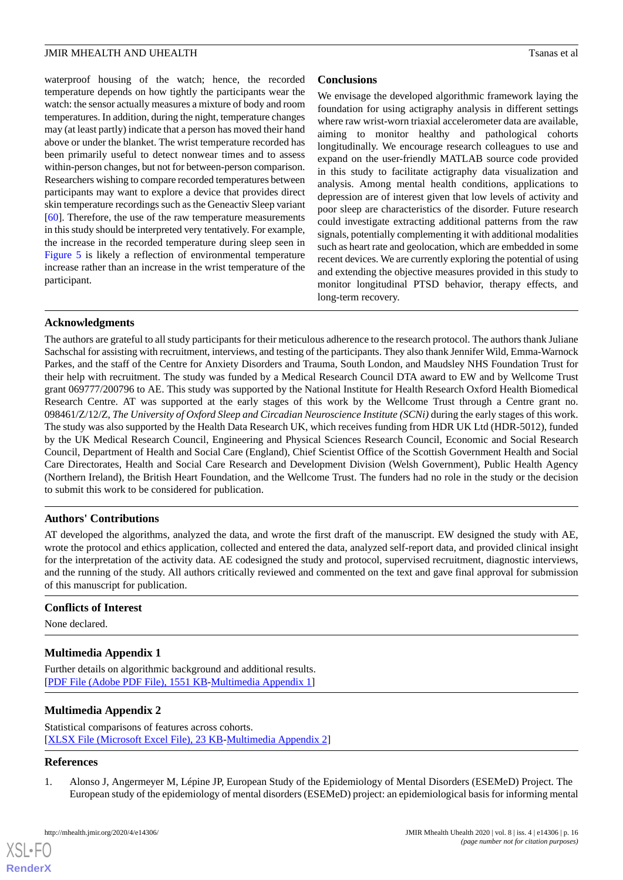waterproof housing of the watch; hence, the recorded temperature depends on how tightly the participants wear the watch: the sensor actually measures a mixture of body and room temperatures. In addition, during the night, temperature changes may (at least partly) indicate that a person has moved their hand above or under the blanket. The wrist temperature recorded has been primarily useful to detect nonwear times and to assess within-person changes, but not for between-person comparison. Researchers wishing to compare recorded temperatures between participants may want to explore a device that provides direct skin temperature recordings such as the Geneactiv Sleep variant [60]. Therefore, the use of the raw temperature measurements in this study should be interpreted very tentatively. For example, the increase in the recorded temperature during sleep seen in Figure 5 is likely a reflection of environmental temperature increase rather than an increase in the wrist temperature of the participant.

## Conclusions

We envisage the developed algorithmic framework laying the foundation for using actigraphy analysis in different settings where raw wrist-worn triaxial accelerometer data are available, aiming to monitor healthy and pathological cohorts longitudinally. We encourage research colleagues to use and expand on the user-friendly MATLAB source code provided in this study to facilitate actigraphy data visualization and analysis. Among mental health conditions, applications to depression are of interest given that low levels of activity and poor sleep are characteristics of the disorder. Future research could investigate extracting additional patterns from the raw signals, potentially complementing it with additional modalities such as heart rate and geolocation, which are embedded in some recent devices. We are currently exploring the potential of using and extending the objective measures provided in this study to monitor longitudinal PTSD behavior, therapy effects, and long-term recovery.

## Acknowledgments

The authors are grateful to all study participants for their meticulous adherence to the research protocol. The authors thank Juliane Sachschal for assisting with recruitment, interviews, and testing of the participants. They also thank Jennifer Wild, Emma-Warnock Parkes, and the staff of the Centre for Anxiety Disorders and Trauma, South London, and Maudsley NHS Foundation Trust for their help with recruitment. The study was funded by a Medical Research Council DTA award to EW and by Wellcome Trust grant 069777/200796 to AE. This study was supported by the National Institute for Health Research Oxford Health Biomedical Research Centre. AT was supported at the early stages of this work by the Wellcome Trust through a Centre grant no. 098461/Z/12/Z, *The University of Oxford Sleep and Circadian Neuroscience Institute (SCNi)* during the early stages of this work. The study was also supported by the Health Data Research UK, which receives funding from HDR UK Ltd (HDR-5012), funded by the UK Medical Research Council, Engineering and Physical Sciences Research Council, Economic and Social Research Council, Department of Health and Social Care (England), Chief Scientist Office of the Scottish Government Health and Social Care Directorates, Health and Social Care Research and Development Division (Welsh Government), Public Health Agency (Northern Ireland), the British Heart Foundation, and the Wellcome Trust. The funders had no role in the study or the decision to submit this work to be considered for publication.

## Authors' Contributions

AT developed the algorithms, analyzed the data, and wrote the first draft of the manuscript. EW designed the study with AE, wrote the protocol and ethics application, collected and entered the data, analyzed self-report data, and provided clinical insight for the interpretation of the activity data. AE codesigned the study and protocol, supervised recruitment, diagnostic interviews, and the running of the study. All authors critically reviewed and commented on the text and gave final approval for submission of this manuscript for publication.

## Conflicts of Interest

None declared.

## Multimedia Appendix 1

Further details on algorithmic background and additional results.
[PDF File (Adobe PDF File), 1551 KB-Multimedia Appendix 1]

## Multimedia Appendix 2

Statistical comparisons of features across cohorts.
[XLSX File (Microsoft Excel File), 23 KB-Multimedia Appendix 2]

## References

1. Alonso J, Angermeyer M, Lépine JP, European Study of the Epidemiology of Mental Disorders (ESEMeD) Project. The European study of the epidemiology of mental disorders (ESEMeD) project: an epidemiological basis for informing mental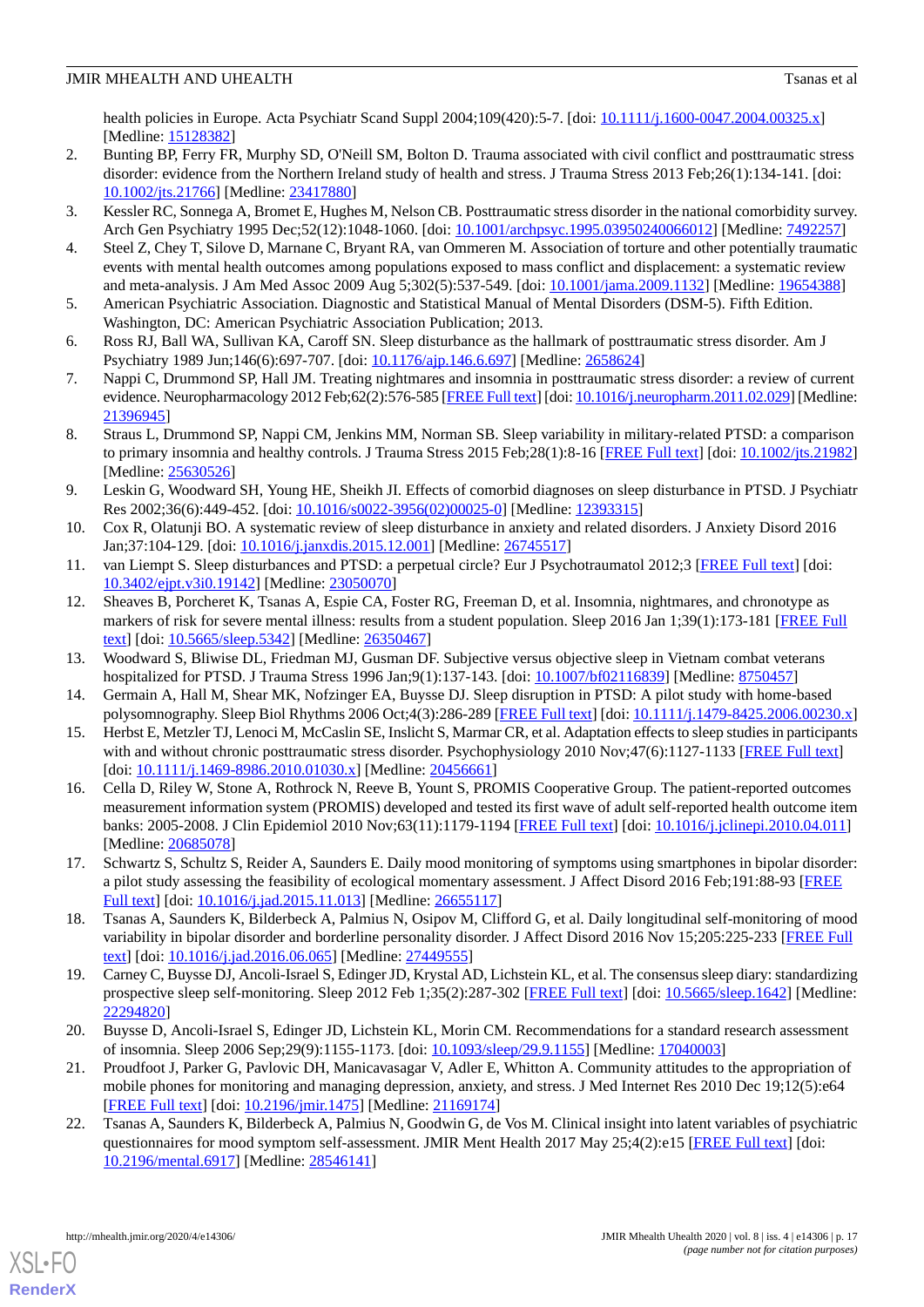health policies in Europe. Acta Psychiatr Scand Suppl 2004;109(420):5-7. [doi: 10.1111/j.1600-0047.2004.00325.x] [Medline: 15128382]

2. Bunting BP, Ferry FR, Murphy SD, O'Neill SM, Bolton D. Trauma associated with civil conflict and posttraumatic stress disorder: evidence from the Northern Ireland study of health and stress. J Trauma Stress 2013 Feb;26(1):134-141. [doi: 10.1002/jts.21766] [Medline: 23417880]
3. Kessler RC, Sonnega A, Bromet E, Hughes M, Nelson CB. Posttraumatic stress disorder in the national comorbidity survey. Arch Gen Psychiatry 1995 Dec;52(12):1048-1060. [doi: 10.1001/archpsyc.1995.03950240066012] [Medline: 7492257]
4. Steel Z, Chey T, Silove D, Marnane C, Bryant RA, van Ommeren M. Association of torture and other potentially traumatic events with mental health outcomes among populations exposed to mass conflict and displacement: a systematic review and meta-analysis. J Am Med Assoc 2009 Aug 5;302(5):537-549. [doi: 10.1001/jama.2009.1132] [Medline: 19654388]
5. American Psychiatric Association. Diagnostic and Statistical Manual of Mental Disorders (DSM-5). Fifth Edition. Washington, DC: American Psychiatric Association Publication; 2013.
6. Ross RJ, Ball WA, Sullivan KA, Caroff SN. Sleep disturbance as the hallmark of posttraumatic stress disorder. Am J Psychiatry 1989 Jun;146(6):697-707. [doi: 10.1176/ajp.146.6.697] [Medline: 2658624]
7. Nappi C, Drummond SP, Hall JM. Treating nightmares and insomnia in posttraumatic stress disorder: a review of current evidence. Neuropharmacology 2012 Feb;62(2):576-585 [FREE Full text] [doi: 10.1016/j.neuropharm.2011.02.029] [Medline: 21396945]
8. Straus L, Drummond SP, Nappi CM, Jenkins MM, Norman SB. Sleep variability in military-related PTSD: a comparison to primary insomnia and healthy controls. J Trauma Stress 2015 Feb;28(1):8-16 [FREE Full text] [doi: 10.1002/jts.21982] [Medline: 25630526]
9. Leskin G, Woodward SH, Young HE, Sheikh JI. Effects of comorbid diagnoses on sleep disturbance in PTSD. J Psychiatr Res 2002;36(6):449-452. [doi: 10.1016/s0022-3956(02)00025-0] [Medline: 12393315]
10. Cox R, Olatunji BO. A systematic review of sleep disturbance in anxiety and related disorders. J Anxiety Disord 2016 Jan;37:104-129. [doi: 10.1016/j.janxdis.2015.12.001] [Medline: 26745517]
11. van Liempt S. Sleep disturbances and PTSD: a perpetual circle? Eur J Psychotraumatol 2012;3 [FREE Full text] [doi: 10.3402/ejpt.v3i0.19142] [Medline: 23050070]
12. Sheaves B, Porcheret K, Tsanas A, Espie CA, Foster RG, Freeman D, et al. Insomnia, nightmares, and chronotype as markers of risk for severe mental illness: results from a student population. Sleep 2016 Jan 1;39(1):173-181 [FREE Full text] [doi: 10.5665/sleep.5342] [Medline: 26350467]
13. Woodward S, Bliwise DL, Friedman MJ, Gusman DF. Subjective versus objective sleep in Vietnam combat veterans hospitalized for PTSD. J Trauma Stress 1996 Jan;9(1):137-143. [doi: 10.1007/bf02116839] [Medline: 8750457]
14. Germain A, Hall M, Shear MK, Nofzinger EA, Buysse DJ. Sleep disruption in PTSD: A pilot study with home-based polysomnography. Sleep Biol Rhythms 2006 Oct;4(3):286-289 [FREE Full text] [doi: 10.1111/j.1479-8425.2006.00230.x]
15. Herbst E, Metzler TJ, Lenoci M, McCaslin SE, Inslicht S, Marmar CR, et al. Adaptation effects to sleep studies in participants with and without chronic posttraumatic stress disorder. Psychophysiology 2010 Nov;47(6):1127-1133 [FREE Full text] [doi: 10.1111/j.1469-8986.2010.01030.x] [Medline: 20456661]
16. Cella D, Riley W, Stone A, Rothrock N, Reeve B, Yount S, PROMIS Cooperative Group. The patient-reported outcomes measurement information system (PROMIS) developed and tested its first wave of adult self-reported health outcome item banks: 2005-2008. J Clin Epidemiol 2010 Nov;63(11):1179-1194 [FREE Full text] [doi: 10.1016/j.jclinepi.2010.04.011] [Medline: 20685078]
17. Schwartz S, Schultz S, Reider A, Saunders E. Daily mood monitoring of symptoms using smartphones in bipolar disorder: a pilot study assessing the feasibility of ecological momentary assessment. J Affect Disord 2016 Feb;191:88-93 [FREE Full text] [doi: 10.1016/j.jad.2015.11.013] [Medline: 26655117]
18. Tsanas A, Saunders K, Bilderbeck A, Palmius N, Osipov M, Clifford G, et al. Daily longitudinal self-monitoring of mood variability in bipolar disorder and borderline personality disorder. J Affect Disord 2016 Nov 15;205:225-233 [FREE Full text] [doi: 10.1016/j.jad.2016.06.065] [Medline: 27449555]
19. Carney C, Buysse DJ, Ancoli-Israel S, Edinger JD, Krystal AD, Lichstein KL, et al. The consensus sleep diary: standardizing prospective sleep self-monitoring. Sleep 2012 Feb 1;35(2):287-302 [FREE Full text] [doi: 10.5665/sleep.1642] [Medline: 22294820]
20. Buysse D, Ancoli-Israel S, Edinger JD, Lichstein KL, Morin CM. Recommendations for a standard research assessment of insomnia. Sleep 2006 Sep;29(9):1155-1173. [doi: 10.1093/sleep/29.9.1155] [Medline: 17040003]
21. Proudfoot J, Parker G, Pavlovic DH, Manicavasagar V, Adler E, Whitton A. Community attitudes to the appropriation of mobile phones for monitoring and managing depression, anxiety, and stress. J Med Internet Res 2010 Dec 19;12(5):e64 [FREE Full text] [doi: 10.2196/jmir.1475] [Medline: 21169174]
22. Tsanas A, Saunders K, Bilderbeck A, Palmius N, Goodwin G, de Vos M. Clinical insight into latent variables of psychiatric questionnaires for mood symptom self-assessment. JMIR Ment Health 2017 May 25;4(2):e15 [FREE Full text] [doi: 10.2196/mental.6917] [Medline: 28546141]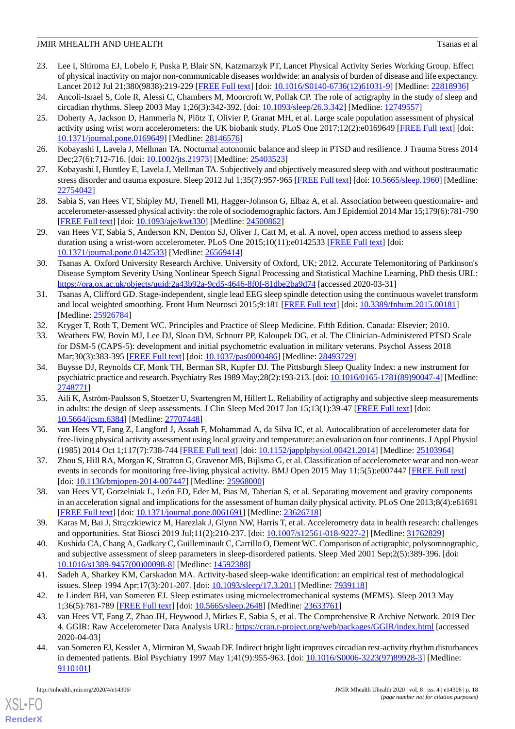23. Lee I, Shiroma EJ, Lobelo F, Puska P, Blair SN, Katzmarzyk PT, Lancet Physical Activity Series Working Group. Effect of physical inactivity on major non-communicable diseases worldwide: an analysis of burden of disease and life expectancy. Lancet 2012 Jul 21;380(9838):219-229 [FREE Full text] [doi: 10.1016/S0140-6736(12)61031-9] [Medline: 22818936]
24. Ancoli-Israel S, Cole R, Alessi C, Chambers M, Moorcroft W, Pollak CP. The role of actigraphy in the study of sleep and circadian rhythms. Sleep 2003 May 1;26(3):342-392. [doi: 10.1093/sleep/26.3.342] [Medline: 12749557]
25. Doherty A, Jackson D, Hammerla N, Plötz T, Olivier P, Granat MH, et al. Large scale population assessment of physical activity using wrist worn accelerometers: the UK biobank study. PLoS One 2017;12(2):e0169649 [FREE Full text] [doi: 10.1371/journal.pone.0169649] [Medline: 28146576]
26. Kobayashi I, Lavela J, Mellman TA. Nocturnal autonomic balance and sleep in PTSD and resilience. J Trauma Stress 2014 Dec;27(6):712-716. [doi: 10.1002/jts.21973] [Medline: 25403523]
27. Kobayashi I, Huntley E, Lavela J, Mellman TA. Subjectively and objectively measured sleep with and without posttraumatic stress disorder and trauma exposure. Sleep 2012 Jul 1;35(7):957-965 [FREE Full text] [doi: 10.5665/sleep.1960] [Medline: 22754042]
28. Sabia S, van Hees VT, Shipley MJ, Trenell MI, Hagger-Johnson G, Elbaz A, et al. Association between questionnaire- and accelerometer-assessed physical activity: the role of sociodemographic factors. Am J Epidemiol 2014 Mar 15;179(6):781-790 [FREE Full text] [doi: 10.1093/aje/kwt330] [Medline: 24500862]
29. van Hees VT, Sabia S, Anderson KN, Denton SJ, Oliver J, Catt M, et al. A novel, open access method to assess sleep duration using a wrist-worn accelerometer. PLoS One 2015;10(11):e0142533 [FREE Full text] [doi: 10.1371/journal.pone.0142533] [Medline: 26569414]
30. Tsanas A. Oxford University Research Archive. University of Oxford, UK; 2012. Accurate Telemonitoring of Parkinson's Disease Symptom Severity Using Nonlinear Speech Signal Processing and Statistical Machine Learning, PhD thesis URL: https://ora.ox.ac.uk/objects/uuid:2a43b92a-9cd5-4646-8f0f-81dbe2ba9d74 [accessed 2020-03-31]
31. Tsanas A, Clifford GD. Stage-independent, single lead EEG sleep spindle detection using the continuous wavelet transform and local weighted smoothing. Front Hum Neurosci 2015;9:181 [FREE Full text] [doi: 10.3389/fnhum.2015.00181] [Medline: 25926784]
32. Kryger T, Roth T, Dement WC. Principles and Practice of Sleep Medicine. Fifth Edition. Canada: Elsevier; 2010.
33. Weathers FW, Bovin MJ, Lee DJ, Sloan DM, Schnurr PP, Kaloupek DG, et al. The Clinician-Administered PTSD Scale for DSM-5 (CAPS-5): development and initial psychometric evaluation in military veterans. Psychol Assess 2018 Mar;30(3):383-395 [FREE Full text] [doi: 10.1037/pas0000486] [Medline: 28493729]
34. Buysse DJ, Reynolds CF, Monk TH, Berman SR, Kupfer DJ. The Pittsburgh Sleep Quality Index: a new instrument for psychiatric practice and research. Psychiatry Res 1989 May;28(2):193-213. [doi: 10.1016/0165-1781(89)90047-4] [Medline: 2748771]
35. Aili K, Åström-Paulsson S, Stoetzer U, Svartengren M, Hillert L. Reliability of actigraphy and subjective sleep measurements in adults: the design of sleep assessments. J Clin Sleep Med 2017 Jan 15;13(1):39-47 [FREE Full text] [doi: 10.5664/jcsm.6384] [Medline: 27707448]
36. van Hees VT, Fang Z, Langford J, Assah F, Mohammad A, da Silva IC, et al. Autocalibration of accelerometer data for free-living physical activity assessment using local gravity and temperature: an evaluation on four continents. J Appl Physiol (1985) 2014 Oct 1;117(7):738-744 [FREE Full text] [doi: 10.1152/japplphysiol.00421.2014] [Medline: 25103964]
37. Zhou S, Hill RA, Morgan K, Stratton G, Gravenor MB, Bijlsma G, et al. Classification of accelerometer wear and non-wear events in seconds for monitoring free-living physical activity. BMJ Open 2015 May 11;5(5):e007447 [FREE Full text] [doi: 10.1136/bmjopen-2014-007447] [Medline: 25968000]
38. van Hees VT, Gorzelniak L, León ED, Eder M, Pias M, Taherian S, et al. Separating movement and gravity components in an acceleration signal and implications for the assessment of human daily physical activity. PLoS One 2013;8(4):e61691 [FREE Full text] [doi: 10.1371/journal.pone.0061691] [Medline: 23626718]
39. Karas M, Bai J, Strączkiewicz M, Harezlak J, Glynn NW, Harris T, et al. Accelerometry data in health research: challenges and opportunities. Stat Biosci 2019 Jul;11(2):210-237. [doi: 10.1007/s12561-018-9227-2] [Medline: 31762829]
40. Kushida CA, Chang A, Gadkary C, Guilleminault C, Carrillo O, Dement WC. Comparison of actigraphic, polysomnographic, and subjective assessment of sleep parameters in sleep-disordered patients. Sleep Med 2001 Sep;2(5):389-396. [doi: 10.1016/s1389-9457(00)00098-8] [Medline: 14592388]
41. Sadeh A, Sharkey KM, Carskadon MA. Activity-based sleep-wake identification: an empirical test of methodological issues. Sleep 1994 Apr;17(3):201-207. [doi: 10.1093/sleep/17.3.201] [Medline: 7939118]
42. te Lindert BH, van Someren EJ. Sleep estimates using microelectromechanical systems (MEMS). Sleep 2013 May 1;36(5):781-789 [FREE Full text] [doi: 10.5665/sleep.2648] [Medline: 23633761]
43. van Hees VT, Fang Z, Zhao JH, Heywood J, Mirkes E, Sabia S, et al. The Comprehensive R Archive Network. 2019 Dec 4. GGIR: Raw Accelerometer Data Analysis URL: https://cran.r-project.org/web/packages/GGIR/index.html [accessed 2020-04-03]
44. van Someren EJ, Kessler A, Mirmiran M, Swaab DF. Indirect bright light improves circadian rest-activity rhythm disturbances in demented patients. Biol Psychiatry 1997 May 1;41(9):955-963. [doi: 10.1016/S0006-3223(97)89928-3] [Medline: 9110101]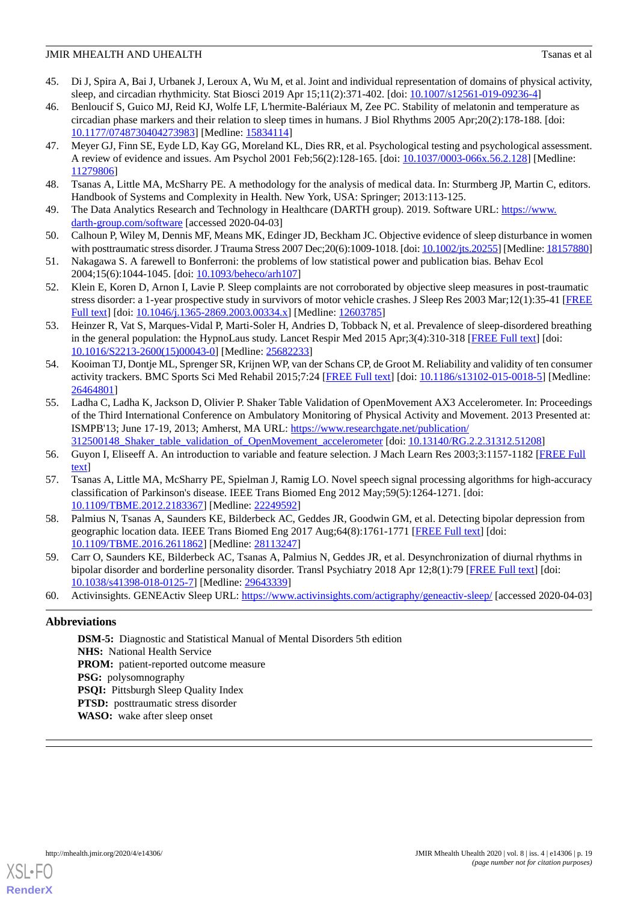45. Di J, Spira A, Bai J, Urbanek J, Leroux A, Wu M, et al. Joint and individual representation of domains of physical activity, sleep, and circadian rhythmicity. Stat Biosci 2019 Apr 15;11(2):371-402. [doi: 10.1007/s12561-019-09236-4]
46. Benloucif S, Guico MJ, Reid KJ, Wolfe LF, L'hermite-Balériaux M, Zee PC. Stability of melatonin and temperature as circadian phase markers and their relation to sleep times in humans. J Biol Rhythms 2005 Apr;20(2):178-188. [doi: 10.1177/0748730404273983] [Medline: 15834114]
47. Meyer GJ, Finn SE, Eyde LD, Kay GG, Moreland KL, Dies RR, et al. Psychological testing and psychological assessment. A review of evidence and issues. Am Psychol 2001 Feb;56(2):128-165. [doi: 10.1037/0003-066x.56.2.128] [Medline: 11279806]
48. Tsanas A, Little MA, McSharry PE. A methodology for the analysis of medical data. In: Sturmberg JP, Martin C, editors. Handbook of Systems and Complexity in Health. New York, USA: Springer; 2013:113-125.
49. The Data Analytics Research and Technology in Healthcare (DARTH group). 2019. Software URL: https://www.darth-group.com/software [accessed 2020-04-03]
50. Calhoun P, Wiley M, Dennis MF, Means MK, Edinger JD, Beckham JC. Objective evidence of sleep disturbance in women with posttraumatic stress disorder. J Trauma Stress 2007 Dec;20(6):1009-1018. [doi: 10.1002/jts.20255] [Medline: 18157880]
51. Nakagawa S. A farewell to Bonferroni: the problems of low statistical power and publication bias. Behav Ecol 2004;15(6):1044-1045. [doi: 10.1093/beheco/arh107]
52. Klein E, Koren D, Arnon I, Lavie P. Sleep complaints are not corroborated by objective sleep measures in post-traumatic stress disorder: a 1-year prospective study in survivors of motor vehicle crashes. J Sleep Res 2003 Mar;12(1):35-41 [FREE Full text] [doi: 10.1046/j.1365-2869.2003.00334.x] [Medline: 12603785]
53. Heinzer R, Vat S, Marques-Vidal P, Marti-Soler H, Andries D, Tobback N, et al. Prevalence of sleep-disordered breathing in the general population: the HypnoLaus study. Lancet Respir Med 2015 Apr;3(4):310-318 [FREE Full text] [doi: 10.1016/S2213-2600(15)00043-0] [Medline: 25682233]
54. Kooiman TJ, Dontje ML, Sprenger SR, Krijnen WP, van der Schans CP, de Groot M. Reliability and validity of ten consumer activity trackers. BMC Sports Sci Med Rehabil 2015;7:24 [FREE Full text] [doi: 10.1186/s13102-015-0018-5] [Medline: 26464801]
55. Ladha C, Ladha K, Jackson D, Olivier P. Shaker Table Validation of OpenMovement AX3 Accelerometer. In: Proceedings of the Third International Conference on Ambulatory Monitoring of Physical Activity and Movement. 2013 Presented at: ISMPB'13; June 17-19, 2013; Amherst, MA URL: https://www.researchgate.net/publication/312500148_Shaker_table_validation_of_OpenMovement_accelerometer [doi: 10.13140/RG.2.2.31312.51208]
56. Guyon I, Eliseeff A. An introduction to variable and feature selection. J Mach Learn Res 2003;3:1157-1182 [FREE Full text]
57. Tsanas A, Little MA, McSharry PE, Spielman J, Ramig LO. Novel speech signal processing algorithms for high-accuracy classification of Parkinson's disease. IEEE Trans Biomed Eng 2012 May;59(5):1264-1271. [doi: 10.1109/TBME.2012.2183367] [Medline: 22249592]
58. Palmius N, Tsanas A, Saunders KE, Bilderbeck AC, Geddes JR, Goodwin GM, et al. Detecting bipolar depression from geographic location data. IEEE Trans Biomed Eng 2017 Aug;64(8):1761-1771 [FREE Full text] [doi: 10.1109/TBME.2016.2611862] [Medline: 28113247]
59. Carr O, Saunders KE, Bilderbeck AC, Tsanas A, Palmius N, Geddes JR, et al. Desynchronization of diurnal rhythms in bipolar disorder and borderline personality disorder. Transl Psychiatry 2018 Apr 12;8(1):79 [FREE Full text] [doi: 10.1038/s41398-018-0125-7] [Medline: 29643339]
60. Activinsights. GENEActiv Sleep URL: https://www.activinsights.com/actigraphy/geneactiv-sleep/ [accessed 2020-04-03]

## Abbreviations

**DSM-5:** Diagnostic and Statistical Manual of Mental Disorders 5th edition
**NHS:** National Health Service
**PROM:** patient-reported outcome measure
**PSG:** polysomnography
**PSQI:** Pittsburgh Sleep Quality Index
**PTSD:** posttraumatic stress disorder
**WASO:** wake after sleep onset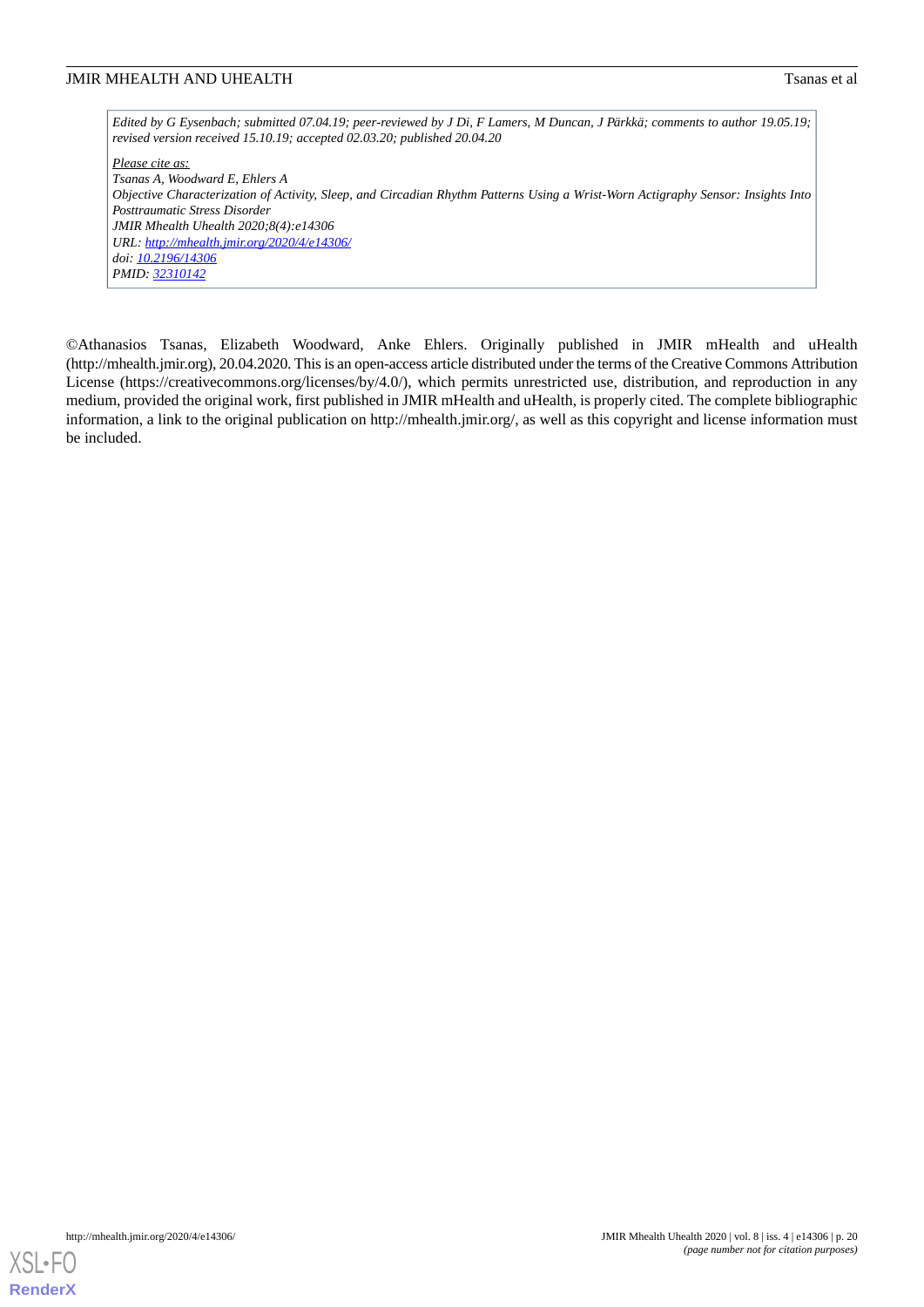*Edited by G Eysenbach; submitted 07.04.19; peer-reviewed by J Di, F Lamers, M Duncan, J Pärkkä; comments to author 19.05.19; revised version received 15.10.19; accepted 02.03.20; published 20.04.20*

*Please cite as:*
*Tsanas A, Woodward E, Ehlers A*
*Objective Characterization of Activity, Sleep, and Circadian Rhythm Patterns Using a Wrist-Worn Actigraphy Sensor: Insights Into Posttraumatic Stress Disorder*
*JMIR Mhealth Uhealth 2020;8(4):e14306*
*URL: http://mhealth.jmir.org/2020/4/e14306/*
*doi: 10.2196/14306*
*PMID: 32310142*

©Athanasios Tsanas, Elizabeth Woodward, Anke Ehlers. Originally published in JMIR mHealth and uHealth (http://mhealth.jmir.org), 20.04.2020. This is an open-access article distributed under the terms of the Creative Commons Attribution License (https://creativecommons.org/licenses/by/4.0/), which permits unrestricted use, distribution, and reproduction in any medium, provided the original work, first published in JMIR mHealth and uHealth, is properly cited. The complete bibliographic information, a link to the original publication on http://mhealth.jmir.org/, as well as this copyright and license information must be included.